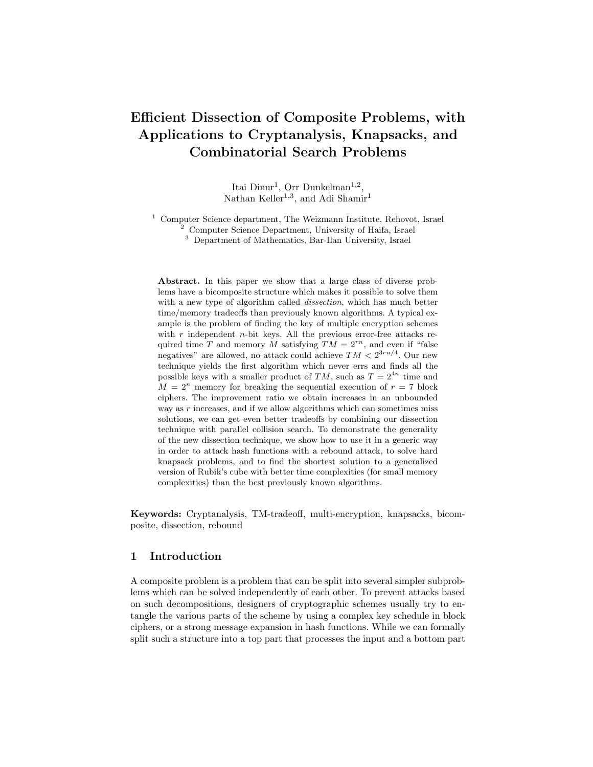# Efficient Dissection of Composite Problems, with Applications to Cryptanalysis, Knapsacks, and Combinatorial Search Problems

Itai Dinur[1], Orr Dunkelman[1,2], Nathan Keller[1,3], and Adi Shamir[1]

[1] Computer Science department, The Weizmann Institute, Rehovot, Israel
[2] Computer Science Department, University of Haifa, Israel
[3] Department of Mathematics, Bar-Ilan University, Israel

**Abstract.** In this paper we show that a large class of diverse problems have a bicomposite structure which makes it possible to solve them with a new type of algorithm called *dissection*, which has much better time/memory tradeoffs than previously known algorithms. A typical example is the problem of finding the key of multiple encryption schemes with $r$ independent $n$-bit keys. All the previous error-free attacks required time $T$ and memory $M$ satisfying $TM = 2^{rn}$, and even if "false negatives" are allowed, no attack could achieve $TM < 2^{3rn/4}$. Our new technique yields the first algorithm which never errs and finds all the possible keys with a smaller product of $TM$, such as $T = 2^{4n}$ time and $M = 2^n$ memory for breaking the sequential execution of $r = 7$ block ciphers. The improvement ratio we obtain increases in an unbounded way as $r$ increases, and if we allow algorithms which can sometimes miss solutions, we can get even better tradeoffs by combining our dissection technique with parallel collision search. To demonstrate the generality of the new dissection technique, we show how to use it in a generic way in order to attack hash functions with a rebound attack, to solve hard knapsack problems, and to find the shortest solution to a generalized version of Rubik's cube with better time complexities (for small memory complexities) than the best previously known algorithms.

**Keywords:** Cryptanalysis, TM-tradeoff, multi-encryption, knapsacks, bicomposite, dissection, rebound

## 1 Introduction

A composite problem is a problem that can be split into several simpler subproblems which can be solved independently of each other. To prevent attacks based on such decompositions, designers of cryptographic schemes usually try to entangle the various parts of the scheme by using a complex key schedule in block ciphers, or a strong message expansion in hash functions. While we can formally split such a structure into a top part that processes the input and a bottom part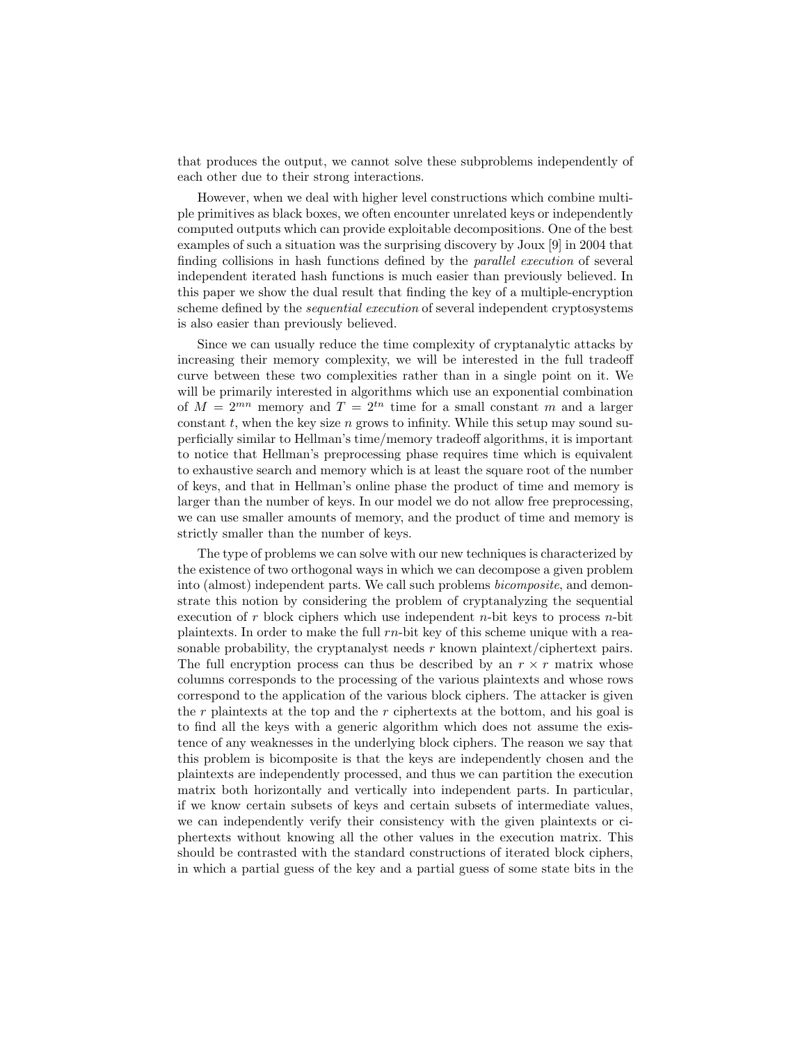that produces the output, we cannot solve these subproblems independently of each other due to their strong interactions.

However, when we deal with higher level constructions which combine multiple primitives as black boxes, we often encounter unrelated keys or independently computed outputs which can provide exploitable decompositions. One of the best examples of such a situation was the surprising discovery by Joux [9] in 2004 that finding collisions in hash functions defined by the *parallel execution* of several independent iterated hash functions is much easier than previously believed. In this paper we show the dual result that finding the key of a multiple-encryption scheme defined by the *sequential execution* of several independent cryptosystems is also easier than previously believed.

Since we can usually reduce the time complexity of cryptanalytic attacks by increasing their memory complexity, we will be interested in the full tradeoff curve between these two complexities rather than in a single point on it. We will be primarily interested in algorithms which use an exponential combination of $M = 2^{mn}$ memory and $T = 2^{tn}$ time for a small constant $m$ and a larger constant $t$, when the key size $n$ grows to infinity. While this setup may sound superficially similar to Hellman's time/memory tradeoff algorithms, it is important to notice that Hellman's preprocessing phase requires time which is equivalent to exhaustive search and memory which is at least the square root of the number of keys, and that in Hellman's online phase the product of time and memory is larger than the number of keys. In our model we do not allow free preprocessing, we can use smaller amounts of memory, and the product of time and memory is strictly smaller than the number of keys.

The type of problems we can solve with our new techniques is characterized by the existence of two orthogonal ways in which we can decompose a given problem into (almost) independent parts. We call such problems *bicomposite*, and demonstrate this notion by considering the problem of cryptanalyzing the sequential execution of $r$ block ciphers which use independent $n$-bit keys to process $n$-bit plaintexts. In order to make the full $rn$-bit key of this scheme unique with a reasonable probability, the cryptanalyst needs $r$ known plaintext/ciphertext pairs. The full encryption process can thus be described by an $r \times r$ matrix whose columns corresponds to the processing of the various plaintexts and whose rows correspond to the application of the various block ciphers. The attacker is given the $r$ plaintexts at the top and the $r$ ciphertexts at the bottom, and his goal is to find all the keys with a generic algorithm which does not assume the existence of any weaknesses in the underlying block ciphers. The reason we say that this problem is bicomposite is that the keys are independently chosen and the plaintexts are independently processed, and thus we can partition the execution matrix both horizontally and vertically into independent parts. In particular, if we know certain subsets of keys and certain subsets of intermediate values, we can independently verify their consistency with the given plaintexts or ciphertexts without knowing all the other values in the execution matrix. This should be contrasted with the standard constructions of iterated block ciphers, in which a partial guess of the key and a partial guess of some state bits in the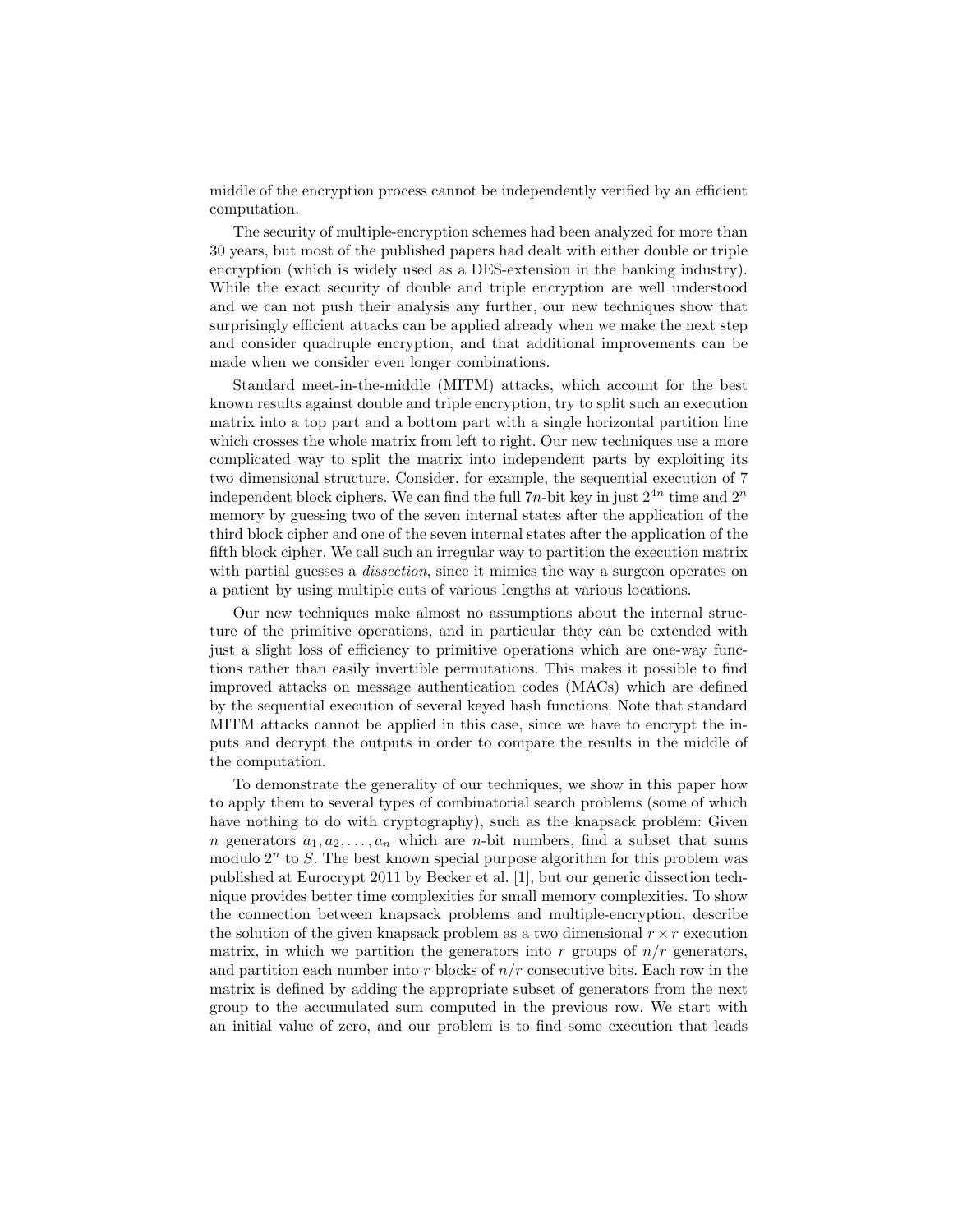middle of the encryption process cannot be independently verified by an efficient computation.

The security of multiple-encryption schemes had been analyzed for more than 30 years, but most of the published papers had dealt with either double or triple encryption (which is widely used as a DES-extension in the banking industry). While the exact security of double and triple encryption are well understood and we can not push their analysis any further, our new techniques show that surprisingly efficient attacks can be applied already when we make the next step and consider quadruple encryption, and that additional improvements can be made when we consider even longer combinations.

Standard meet-in-the-middle (MITM) attacks, which account for the best known results against double and triple encryption, try to split such an execution matrix into a top part and a bottom part with a single horizontal partition line which crosses the whole matrix from left to right. Our new techniques use a more complicated way to split the matrix into independent parts by exploiting its two dimensional structure. Consider, for example, the sequential execution of 7 independent block ciphers. We can find the full $7n$-bit key in just $2^{4n}$ time and $2^n$ memory by guessing two of the seven internal states after the application of the third block cipher and one of the seven internal states after the application of the fifth block cipher. We call such an irregular way to partition the execution matrix with partial guesses a *dissection*, since it mimics the way a surgeon operates on a patient by using multiple cuts of various lengths at various locations.

Our new techniques make almost no assumptions about the internal structure of the primitive operations, and in particular they can be extended with just a slight loss of efficiency to primitive operations which are one-way functions rather than easily invertible permutations. This makes it possible to find improved attacks on message authentication codes (MACs) which are defined by the sequential execution of several keyed hash functions. Note that standard MITM attacks cannot be applied in this case, since we have to encrypt the inputs and decrypt the outputs in order to compare the results in the middle of the computation.

To demonstrate the generality of our techniques, we show in this paper how to apply them to several types of combinatorial search problems (some of which have nothing to do with cryptography), such as the knapsack problem: Given $n$ generators $a_1, a_2, \ldots, a_n$ which are $n$-bit numbers, find a subset that sums modulo $2^n$ to $S$. The best known special purpose algorithm for this problem was published at Eurocrypt 2011 by Becker et al. [1], but our generic dissection technique provides better time complexities for small memory complexities. To show the connection between knapsack problems and multiple-encryption, describe the solution of the given knapsack problem as a two dimensional $r \times r$ execution matrix, in which we partition the generators into $r$ groups of $n/r$ generators, and partition each number into $r$ blocks of $n/r$ consecutive bits. Each row in the matrix is defined by adding the appropriate subset of generators from the next group to the accumulated sum computed in the previous row. We start with an initial value of zero, and our problem is to find some execution that leads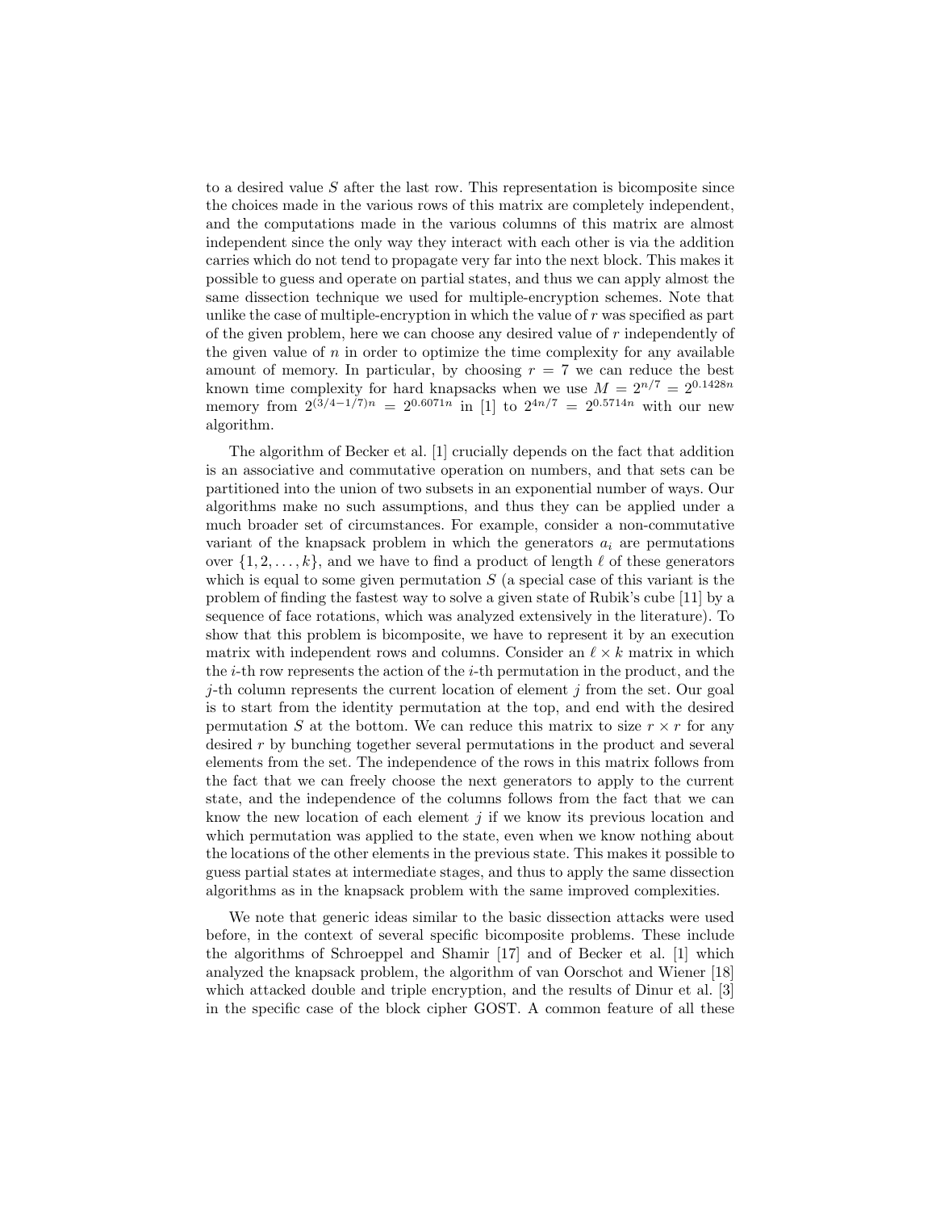to a desired value $S$ after the last row. This representation is bicomposite since the choices made in the various rows of this matrix are completely independent, and the computations made in the various columns of this matrix are almost independent since the only way they interact with each other is via the addition carries which do not tend to propagate very far into the next block. This makes it possible to guess and operate on partial states, and thus we can apply almost the same dissection technique we used for multiple-encryption schemes. Note that unlike the case of multiple-encryption in which the value of $r$ was specified as part of the given problem, here we can choose any desired value of $r$ independently of the given value of $n$ in order to optimize the time complexity for any available amount of memory. In particular, by choosing $r = 7$ we can reduce the best known time complexity for hard knapsacks when we use $M = 2^{n/7} = 2^{0.1428n}$ memory from $2^{(3/4-1/7)n} = 2^{0.6071n}$ in [1] to $2^{4n/7} = 2^{0.5714n}$ with our new algorithm.

The algorithm of Becker et al. [1] crucially depends on the fact that addition is an associative and commutative operation on numbers, and that sets can be partitioned into the union of two subsets in an exponential number of ways. Our algorithms make no such assumptions, and thus they can be applied under a much broader set of circumstances. For example, consider a non-commutative variant of the knapsack problem in which the generators $a_i$ are permutations over $\{1, 2, \ldots, k\}$, and we have to find a product of length $\ell$ of these generators which is equal to some given permutation $S$ (a special case of this variant is the problem of finding the fastest way to solve a given state of Rubik's cube [11] by a sequence of face rotations, which was analyzed extensively in the literature). To show that this problem is bicomposite, we have to represent it by an execution matrix with independent rows and columns. Consider an $\ell \times k$ matrix in which the $i$-th row represents the action of the $i$-th permutation in the product, and the $j$-th column represents the current location of element $j$ from the set. Our goal is to start from the identity permutation at the top, and end with the desired permutation $S$ at the bottom. We can reduce this matrix to size $r \times r$ for any desired $r$ by bunching together several permutations in the product and several elements from the set. The independence of the rows in this matrix follows from the fact that we can freely choose the next generators to apply to the current state, and the independence of the columns follows from the fact that we can know the new location of each element $j$ if we know its previous location and which permutation was applied to the state, even when we know nothing about the locations of the other elements in the previous state. This makes it possible to guess partial states at intermediate stages, and thus to apply the same dissection algorithms as in the knapsack problem with the same improved complexities.

We note that generic ideas similar to the basic dissection attacks were used before, in the context of several specific bicomposite problems. These include the algorithms of Schroeppel and Shamir [17] and of Becker et al. [1] which analyzed the knapsack problem, the algorithm of van Oorschot and Wiener [18] which attacked double and triple encryption, and the results of Dinur et al. [3] in the specific case of the block cipher GOST. A common feature of all these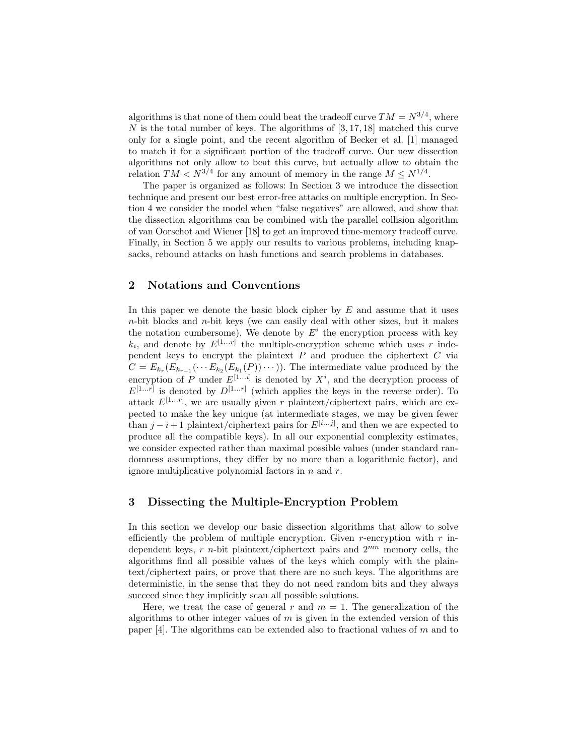algorithms is that none of them could beat the tradeoff curve $TM = N^{3/4}$, where $N$ is the total number of keys. The algorithms of [3, 17, 18] matched this curve only for a single point, and the recent algorithm of Becker et al. [1] managed to match it for a significant portion of the tradeoff curve. Our new dissection algorithms not only allow to beat this curve, but actually allow to obtain the relation $TM < N^{3/4}$ for any amount of memory in the range $M \leq N^{1/4}$.

The paper is organized as follows: In Section 3 we introduce the dissection technique and present our best error-free attacks on multiple encryption. In Section 4 we consider the model when "false negatives" are allowed, and show that the dissection algorithms can be combined with the parallel collision algorithm of van Oorschot and Wiener [18] to get an improved time-memory tradeoff curve. Finally, in Section 5 we apply our results to various problems, including knapsacks, rebound attacks on hash functions and search problems in databases.

## 2 Notations and Conventions

In this paper we denote the basic block cipher by $E$ and assume that it uses $n$-bit blocks and $n$-bit keys (we can easily deal with other sizes, but it makes the notation cumbersome). We denote by $E^i$ the encryption process with key $k_i$, and denote by $E^{[1\ldots r]}$ the multiple-encryption scheme which uses $r$ independent keys to encrypt the plaintext $P$ and produce the ciphertext $C$ via $C = E_{k_r}(E_{k_{r-1}}(\cdots E_{k_2}(E_{k_1}(P))\cdots))$. The intermediate value produced by the encryption of $P$ under $E^{[1\ldots i]}$ is denoted by $X^i$, and the decryption process of $E^{[1\ldots r]}$ is denoted by $D^{[1\ldots r]}$ (which applies the keys in the reverse order). To attack $E^{[1\ldots r]}$, we are usually given $r$ plaintext/ciphertext pairs, which are expected to make the key unique (at intermediate stages, we may be given fewer than $j - i + 1$ plaintext/ciphertext pairs for $E^{[i\ldots j]}$, and then we are expected to produce all the compatible keys). In all our exponential complexity estimates, we consider expected rather than maximal possible values (under standard randomness assumptions, they differ by no more than a logarithmic factor), and ignore multiplicative polynomial factors in $n$ and $r$.

## 3 Dissecting the Multiple-Encryption Problem

In this section we develop our basic dissection algorithms that allow to solve efficiently the problem of multiple encryption. Given $r$-encryption with $r$ independent keys, $r$ $n$-bit plaintext/ciphertext pairs and $2^{mn}$ memory cells, the algorithms find all possible values of the keys which comply with the plaintext/ciphertext pairs, or prove that there are no such keys. The algorithms are deterministic, in the sense that they do not need random bits and they always succeed since they implicitly scan all possible solutions.

Here, we treat the case of general $r$ and $m = 1$. The generalization of the algorithms to other integer values of $m$ is given in the extended version of this paper [4]. The algorithms can be extended also to fractional values of $m$ and to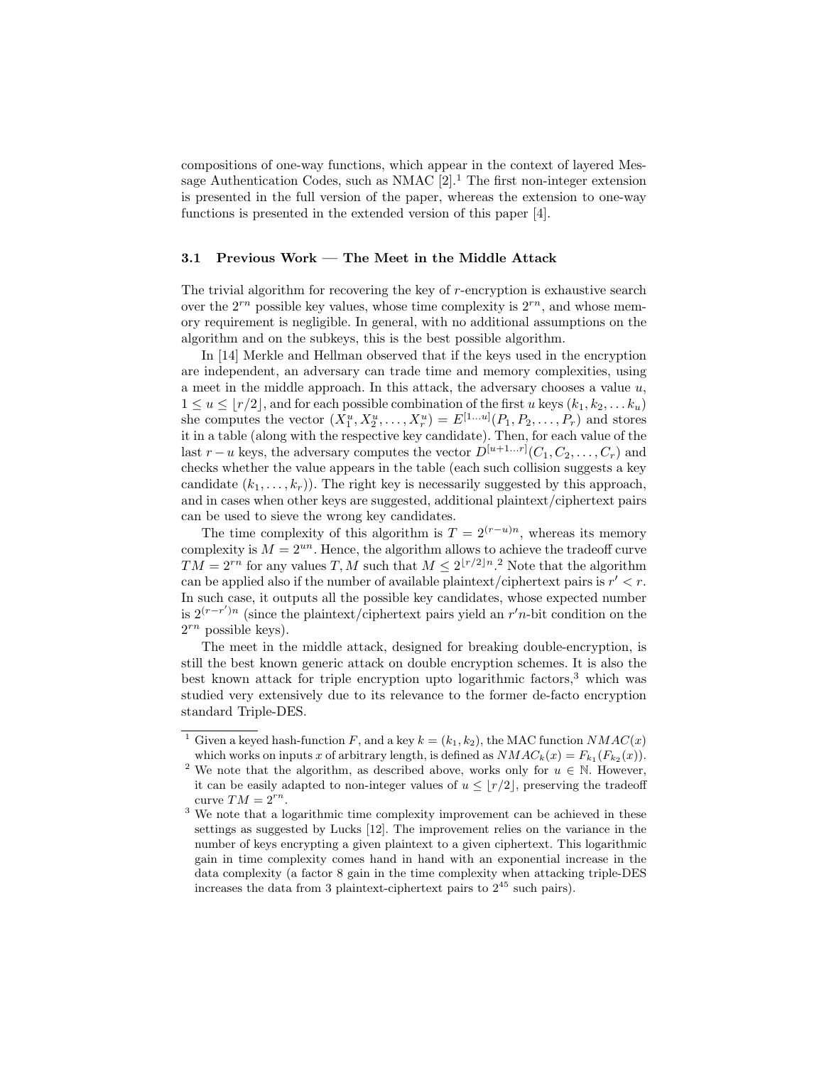compositions of one-way functions, which appear in the context of layered Message Authentication Codes, such as NMAC [2].[1] The first non-integer extension is presented in the full version of the paper, whereas the extension to one-way functions is presented in the extended version of this paper [4].

### 3.1 Previous Work — The Meet in the Middle Attack

The trivial algorithm for recovering the key of $r$-encryption is exhaustive search over the $2^{rn}$ possible key values, whose time complexity is $2^{rn}$, and whose memory requirement is negligible. In general, with no additional assumptions on the algorithm and on the subkeys, this is the best possible algorithm.

In [14] Merkle and Hellman observed that if the keys used in the encryption are independent, an adversary can trade time and memory complexities, using a meet in the middle approach. In this attack, the adversary chooses a value $u$, $1 \leq u \leq \lfloor r/2 \rfloor$, and for each possible combination of the first $u$ keys $(k_1, k_2, \ldots k_u)$ she computes the vector $(X_1^u, X_2^u, \ldots, X_r^u) = E^{[1\ldots u]}(P_1, P_2, \ldots, P_r)$ and stores it in a table (along with the respective key candidate). Then, for each value of the last $r-u$ keys, the adversary computes the vector $D^{[u+1\ldots r]}(C_1, C_2, \ldots, C_r)$ and checks whether the value appears in the table (each such collision suggests a key candidate $(k_1, \ldots, k_r)$). The right key is necessarily suggested by this approach, and in cases when other keys are suggested, additional plaintext/ciphertext pairs can be used to sieve the wrong key candidates.

The time complexity of this algorithm is $T = 2^{(r-u)n}$, whereas its memory complexity is $M = 2^{un}$. Hence, the algorithm allows to achieve the tradeoff curve $TM = 2^{rn}$ for any values $T, M$ such that $M \leq 2^{\lfloor r/2 \rfloor n}$.[2] Note that the algorithm can be applied also if the number of available plaintext/ciphertext pairs is $r' < r$. In such case, it outputs all the possible key candidates, whose expected number is $2^{(r-r')n}$ (since the plaintext/ciphertext pairs yield an $r'n$-bit condition on the $2^{rn}$ possible keys).

The meet in the middle attack, designed for breaking double-encryption, is still the best known generic attack on double encryption schemes. It is also the best known attack for triple encryption upto logarithmic factors,[3] which was studied very extensively due to its relevance to the former de-facto encryption standard Triple-DES.

---

[1] Given a keyed hash-function $F$, and a key $k = (k_1, k_2)$, the MAC function $NMAC(x)$ which works on inputs $x$ of arbitrary length, is defined as $NMAC_k(x) = F_{k_1}(F_{k_2}(x))$.

[2] We note that the algorithm, as described above, works only for $u \in \mathbb{N}$. However, it can be easily adapted to non-integer values of $u \leq \lfloor r/2 \rfloor$, preserving the tradeoff curve $TM = 2^{rn}$.

[3] We note that a logarithmic time complexity improvement can be achieved in these settings as suggested by Lucks [12]. The improvement relies on the variance in the number of keys encrypting a given plaintext to a given ciphertext. This logarithmic gain in time complexity comes hand in hand with an exponential increase in the data complexity (a factor 8 gain in the time complexity when attacking triple-DES increases the data from 3 plaintext-ciphertext pairs to $2^{45}$ such pairs).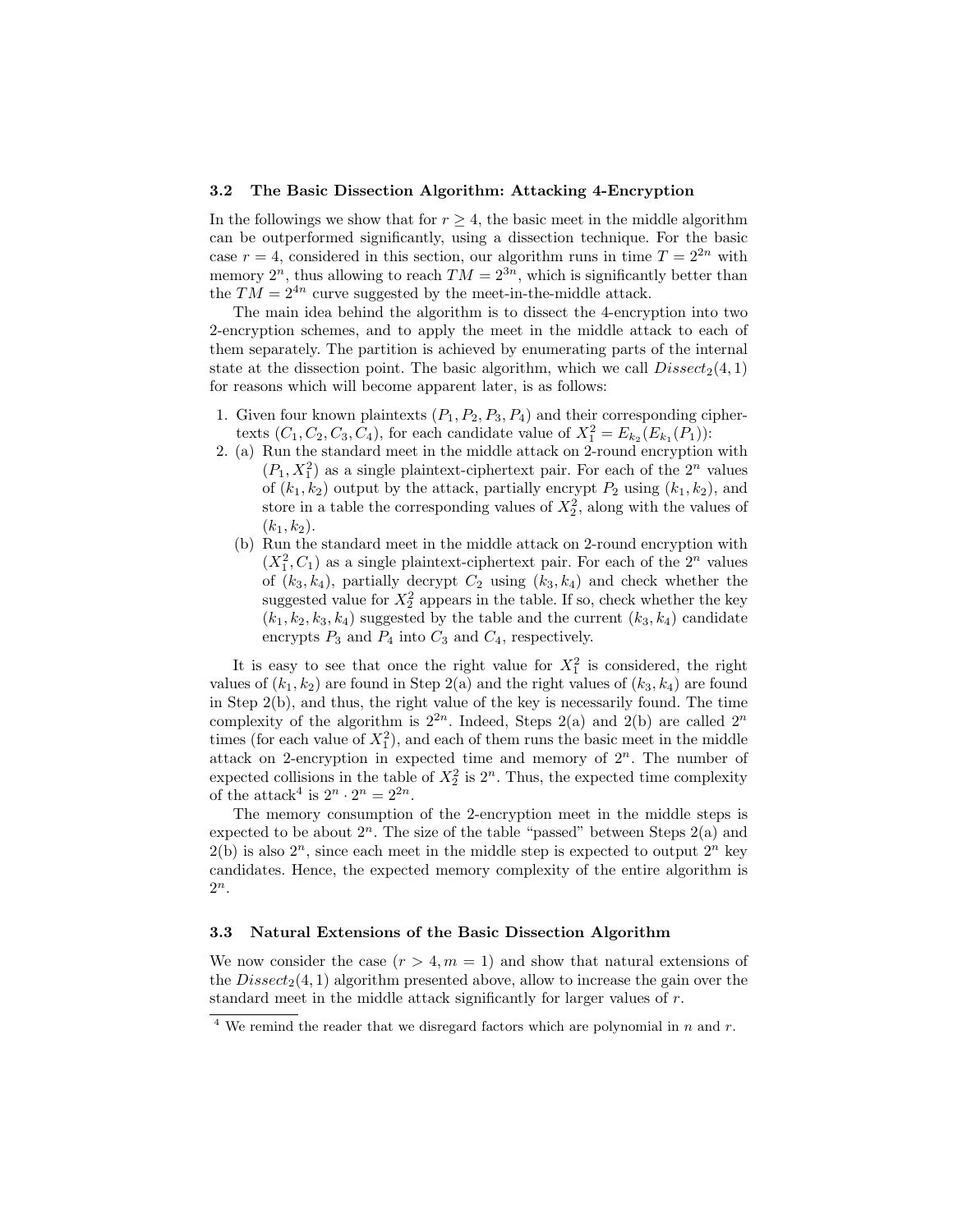### 3.2 The Basic Dissection Algorithm: Attacking 4-Encryption

In the followings we show that for $r \geq 4$, the basic meet in the middle algorithm can be outperformed significantly, using a dissection technique. For the basic case $r = 4$, considered in this section, our algorithm runs in time $T = 2^{2n}$ with memory $2^n$, thus allowing to reach $TM = 2^{3n}$, which is significantly better than the $TM = 2^{4n}$ curve suggested by the meet-in-the-middle attack.

The main idea behind the algorithm is to dissect the 4-encryption into two 2-encryption schemes, and to apply the meet in the middle attack to each of them separately. The partition is achieved by enumerating parts of the internal state at the dissection point. The basic algorithm, which we call $Dissect_2(4,1)$ for reasons which will become apparent later, is as follows:

1. Given four known plaintexts $(P_1, P_2, P_3, P_4)$ and their corresponding ciphertexts $(C_1, C_2, C_3, C_4)$, for each candidate value of $X_1^2 = E_{k_2}(E_{k_1}(P_1))$:
2. (a) Run the standard meet in the middle attack on 2-round encryption with $(P_1, X_1^2)$ as a single plaintext-ciphertext pair. For each of the $2^n$ values of $(k_1, k_2)$ output by the attack, partially encrypt $P_2$ using $(k_1, k_2)$, and store in a table the corresponding values of $X_2^2$, along with the values of $(k_1, k_2)$.
   (b) Run the standard meet in the middle attack on 2-round encryption with $(X_1^2, C_1)$ as a single plaintext-ciphertext pair. For each of the $2^n$ values of $(k_3, k_4)$, partially decrypt $C_2$ using $(k_3, k_4)$ and check whether the suggested value for $X_2^2$ appears in the table. If so, check whether the key $(k_1, k_2, k_3, k_4)$ suggested by the table and the current $(k_3, k_4)$ candidate encrypts $P_3$ and $P_4$ into $C_3$ and $C_4$, respectively.

It is easy to see that once the right value for $X_1^2$ is considered, the right values of $(k_1, k_2)$ are found in Step 2(a) and the right values of $(k_3, k_4)$ are found in Step 2(b), and thus, the right value of the key is necessarily found. The time complexity of the algorithm is $2^{2n}$. Indeed, Steps 2(a) and 2(b) are called $2^n$ times (for each value of $X_1^2$), and each of them runs the basic meet in the middle attack on 2-encryption in expected time and memory of $2^n$. The number of expected collisions in the table of $X_2^2$ is $2^n$. Thus, the expected time complexity of the attack[4] is $2^n \cdot 2^n = 2^{2n}$.

The memory consumption of the 2-encryption meet in the middle steps is expected to be about $2^n$. The size of the table "passed" between Steps 2(a) and 2(b) is also $2^n$, since each meet in the middle step is expected to output $2^n$ key candidates. Hence, the expected memory complexity of the entire algorithm is $2^n$.

### 3.3 Natural Extensions of the Basic Dissection Algorithm

We now consider the case $(r > 4, m = 1)$ and show that natural extensions of the $Dissect_2(4,1)$ algorithm presented above, allow to increase the gain over the standard meet in the middle attack significantly for larger values of $r$.

[4] We remind the reader that we disregard factors which are polynomial in $n$ and $r$.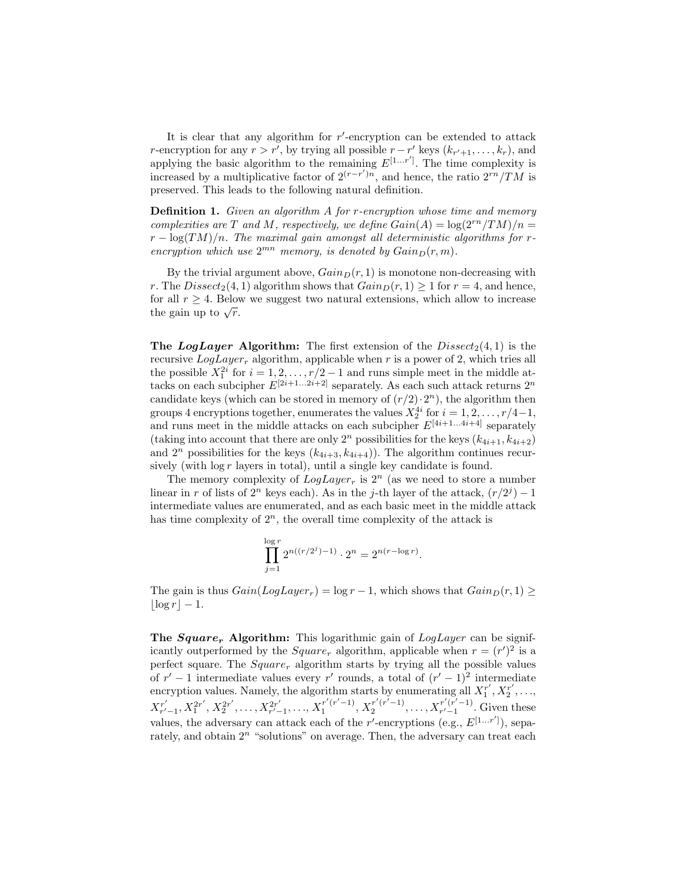It is clear that any algorithm for $r'$-encryption can be extended to attack $r$-encryption for any $r > r'$, by trying all possible $r - r'$ keys $(k_{r'+1}, \ldots, k_r)$, and applying the basic algorithm to the remaining $E^{[1\ldots r']}$. The time complexity is increased by a multiplicative factor of $2^{(r-r')n}$, and hence, the ratio $2^{rn}/TM$ is preserved. This leads to the following natural definition.

**Definition 1.** *Given an algorithm A for r-encryption whose time and memory complexities are T and M, respectively, we define* $Gain(A) = \log(2^{rn}/TM)/n = r - \log(TM)/n$. *The maximal gain amongst all deterministic algorithms for r-encryption which use* $2^{mn}$ *memory, is denoted by* $Gain_D(r, m)$.

By the trivial argument above, $Gain_D(r, 1)$ is monotone non-decreasing with $r$. The $Dissect_2(4, 1)$ algorithm shows that $Gain_D(r, 1) \geq 1$ for $r = 4$, and hence, for all $r \geq 4$. Below we suggest two natural extensions, which allow to increase the gain up to $\sqrt{r}$.

**The *LogLayer* Algorithm:** The first extension of the $Dissect_2(4, 1)$ is the recursive $LogLayer_r$ algorithm, applicable when $r$ is a power of 2, which tries all the possible $X_1^{2i}$ for $i = 1, 2, \ldots, r/2 - 1$ and runs simple meet in the middle attacks on each subcipher $E^{[2i+1\ldots 2i+2]}$ separately. As each such attack returns $2^n$ candidate keys (which can be stored in memory of $(r/2) \cdot 2^n$), the algorithm then groups 4 encryptions together, enumerates the values $X_2^{4i}$ for $i = 1, 2, \ldots, r/4 - 1$, and runs meet in the middle attacks on each subcipher $E^{[4i+1\ldots 4i+4]}$ separately (taking into account that there are only $2^n$ possibilities for the keys $(k_{4i+1}, k_{4i+2})$ and $2^n$ possibilities for the keys $(k_{4i+3}, k_{4i+4})$). The algorithm continues recursively (with $\log r$ layers in total), until a single key candidate is found.

The memory complexity of $LogLayer_r$ is $2^n$ (as we need to store a number linear in $r$ of lists of $2^n$ keys each). As in the $j$-th layer of the attack, $(r/2^j) - 1$ intermediate values are enumerated, and as each basic meet in the middle attack has time complexity of $2^n$, the overall time complexity of the attack is

$$\prod_{j=1}^{\log r} 2^{n((r/2^j)-1)} \cdot 2^n = 2^{n(r-\log r)}.$$

The gain is thus $Gain(LogLayer_r) = \log r - 1$, which shows that $Gain_D(r, 1) \geq \lfloor \log r \rfloor - 1$.

**The $Square_r$ Algorithm:** This logarithmic gain of *LogLayer* can be significantly outperformed by the $Square_r$ algorithm, applicable when $r = (r')^2$ is a perfect square. The $Square_r$ algorithm starts by trying all the possible values of $r' - 1$ intermediate values every $r'$ rounds, a total of $(r' - 1)^2$ intermediate encryption values. Namely, the algorithm starts by enumerating all $X_1^{r'}, X_2^{r'}, \ldots, X_{r'-1}^{r'}, X_1^{2r'}, X_2^{2r'}, \ldots, X_{r'-1}^{2r'}, \ldots, X_1^{r'(r'-1)}, X_2^{r'(r'-1)}, \ldots, X_{r'-1}^{r'(r'-1)}$. Given these values, the adversary can attack each of the $r'$-encryptions (e.g., $E^{[1\ldots r']}$), separately, and obtain $2^n$ "solutions" on average. Then, the adversary can treat each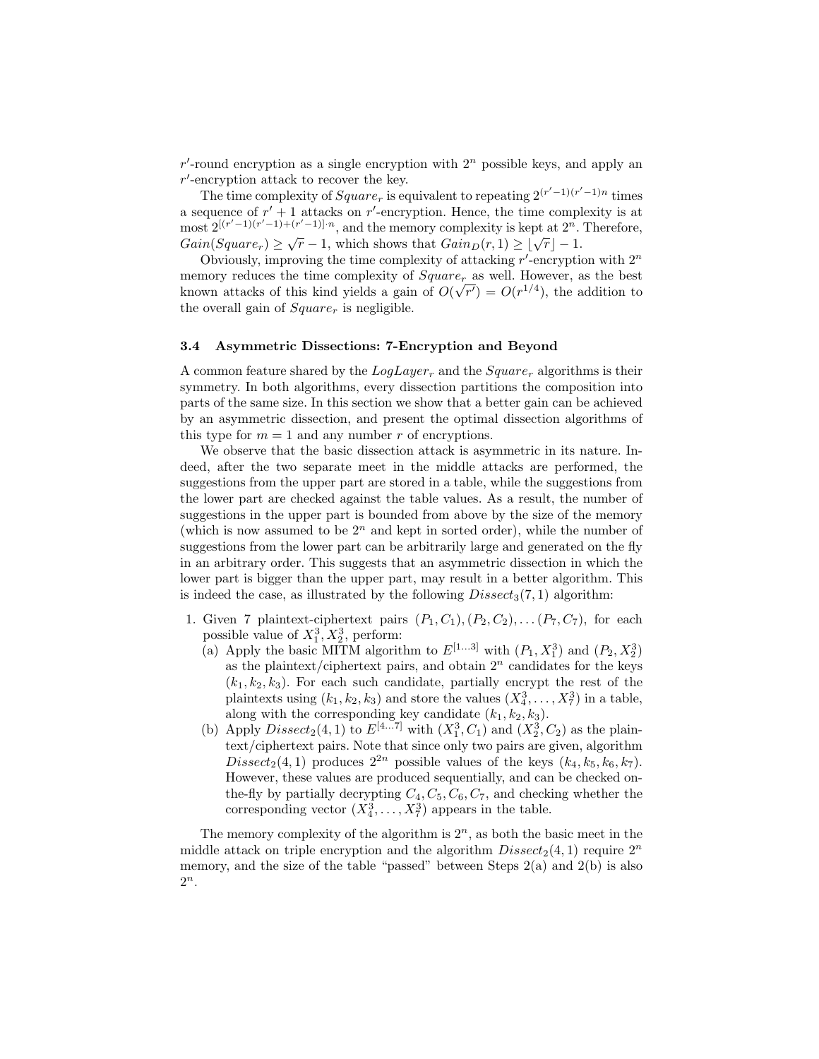$r'$-round encryption as a single encryption with $2^n$ possible keys, and apply an $r'$-encryption attack to recover the key.

The time complexity of $Square_r$ is equivalent to repeating $2^{(r'-1)(r'-1)n}$ times a sequence of $r'+1$ attacks on $r'$-encryption. Hence, the time complexity is at most $2^{[(r'-1)(r'-1)+(r'-1)]\cdot n}$, and the memory complexity is kept at $2^n$. Therefore, $Gain(Square_r) \geq \sqrt{r} - 1$, which shows that $Gain_D(r, 1) \geq \lfloor \sqrt{r} \rfloor - 1$.

Obviously, improving the time complexity of attacking $r'$-encryption with $2^n$ memory reduces the time complexity of $Square_r$ as well. However, as the best known attacks of this kind yields a gain of $O(\sqrt{r'}) = O(r^{1/4})$, the addition to the overall gain of $Square_r$ is negligible.

### 3.4 Asymmetric Dissections: 7-Encryption and Beyond

A common feature shared by the $LogLayer_r$ and the $Square_r$ algorithms is their symmetry. In both algorithms, every dissection partitions the composition into parts of the same size. In this section we show that a better gain can be achieved by an asymmetric dissection, and present the optimal dissection algorithms of this type for $m = 1$ and any number $r$ of encryptions.

We observe that the basic dissection attack is asymmetric in its nature. Indeed, after the two separate meet in the middle attacks are performed, the suggestions from the upper part are stored in a table, while the suggestions from the lower part are checked against the table values. As a result, the number of suggestions in the upper part is bounded from above by the size of the memory (which is now assumed to be $2^n$ and kept in sorted order), while the number of suggestions from the lower part can be arbitrarily large and generated on the fly in an arbitrary order. This suggests that an asymmetric dissection in which the lower part is bigger than the upper part, may result in a better algorithm. This is indeed the case, as illustrated by the following $Dissect_3(7, 1)$ algorithm:

1. Given 7 plaintext-ciphertext pairs $(P_1, C_1), (P_2, C_2), \ldots (P_7, C_7)$, for each possible value of $X_1^3, X_2^3$, perform:
   (a) Apply the basic MITM algorithm to $E^{[1\ldots3]}$ with $(P_1, X_1^3)$ and $(P_2, X_2^3)$ as the plaintext/ciphertext pairs, and obtain $2^n$ candidates for the keys $(k_1, k_2, k_3)$. For each such candidate, partially encrypt the rest of the plaintexts using $(k_1, k_2, k_3)$ and store the values $(X_4^3, \ldots, X_7^3)$ in a table, along with the corresponding key candidate $(k_1, k_2, k_3)$.
   (b) Apply $Dissect_2(4, 1)$ to $E^{[4\ldots7]}$ with $(X_1^3, C_1)$ and $(X_2^3, C_2)$ as the plaintext/ciphertext pairs. Note that since only two pairs are given, algorithm $Dissect_2(4, 1)$ produces $2^{2n}$ possible values of the keys $(k_4, k_5, k_6, k_7)$. However, these values are produced sequentially, and can be checked on-the-fly by partially decrypting $C_4, C_5, C_6, C_7$, and checking whether the corresponding vector $(X_4^3, \ldots, X_7^3)$ appears in the table.

The memory complexity of the algorithm is $2^n$, as both the basic meet in the middle attack on triple encryption and the algorithm $Dissect_2(4, 1)$ require $2^n$ memory, and the size of the table "passed" between Steps 2(a) and 2(b) is also $2^n$.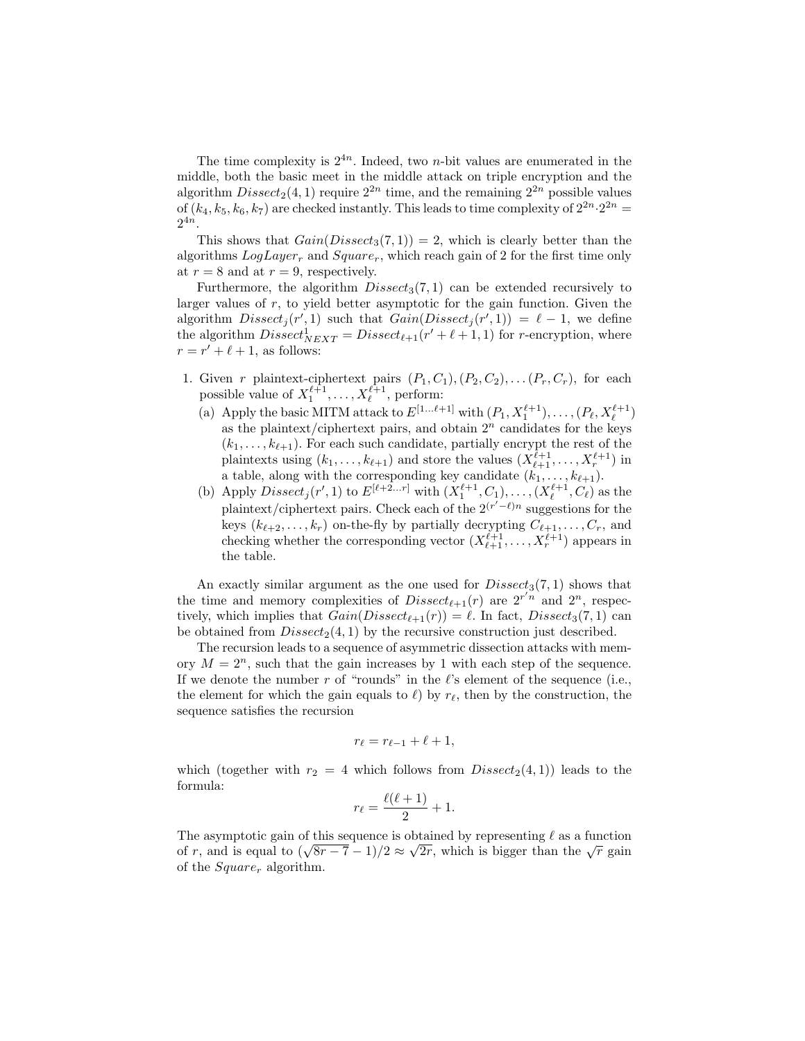The time complexity is $2^{4n}$. Indeed, two $n$-bit values are enumerated in the middle, both the basic meet in the middle attack on triple encryption and the algorithm $Dissect_2(4,1)$ require $2^{2n}$ time, and the remaining $2^{2n}$ possible values of $(k_4, k_5, k_6, k_7)$ are checked instantly. This leads to time complexity of $2^{2n} \cdot 2^{2n} = 2^{4n}$.

This shows that $Gain(Dissect_3(7,1)) = 2$, which is clearly better than the algorithms $LogLayer_r$ and $Square_r$, which reach gain of 2 for the first time only at $r = 8$ and at $r = 9$, respectively.

Furthermore, the algorithm $Dissect_3(7,1)$ can be extended recursively to larger values of $r$, to yield better asymptotic for the gain function. Given the algorithm $Dissect_j(r', 1)$ such that $Gain(Dissect_j(r', 1)) = \ell - 1$, we define the algorithm $Dissect^1_{NEXT} = Dissect_{\ell+1}(r' + \ell + 1, 1)$ for $r$-encryption, where $r = r' + \ell + 1$, as follows:

1. Given $r$ plaintext-ciphertext pairs $(P_1, C_1), (P_2, C_2), \ldots (P_r, C_r)$, for each possible value of $X_1^{\ell+1}, \ldots, X_\ell^{\ell+1}$, perform:
   (a) Apply the basic MITM attack to $E^{[1\ldots\ell+1]}$ with $(P_1, X_1^{\ell+1}), \ldots, (P_\ell, X_\ell^{\ell+1})$ as the plaintext/ciphertext pairs, and obtain $2^n$ candidates for the keys $(k_1, \ldots, k_{\ell+1})$. For each such candidate, partially encrypt the rest of the plaintexts using $(k_1, \ldots, k_{\ell+1})$ and store the values $(X_{\ell+1}^{\ell+1}, \ldots, X_r^{\ell+1})$ in a table, along with the corresponding key candidate $(k_1, \ldots, k_{\ell+1})$.
   (b) Apply $Dissect_j(r', 1)$ to $E^{[\ell+2\ldots r]}$ with $(X_1^{\ell+1}, C_1), \ldots, (X_\ell^{\ell+1}, C_\ell)$ as the plaintext/ciphertext pairs. Check each of the $2^{(r'-\ell)n}$ suggestions for the keys $(k_{\ell+2}, \ldots, k_r)$ on-the-fly by partially decrypting $C_{\ell+1}, \ldots, C_r$, and checking whether the corresponding vector $(X_{\ell+1}^{\ell+1}, \ldots, X_r^{\ell+1})$ appears in the table.

An exactly similar argument as the one used for $Dissect_3(7,1)$ shows that the time and memory complexities of $Dissect_{\ell+1}(r)$ are $2^{r'n}$ and $2^n$, respectively, which implies that $Gain(Dissect_{\ell+1}(r)) = \ell$. In fact, $Dissect_3(7,1)$ can be obtained from $Dissect_2(4,1)$ by the recursive construction just described.

The recursion leads to a sequence of asymmetric dissection attacks with memory $M = 2^n$, such that the gain increases by 1 with each step of the sequence. If we denote the number $r$ of "rounds" in the $\ell$'s element of the sequence (i.e., the element for which the gain equals to $\ell$) by $r_\ell$, then by the construction, the sequence satisfies the recursion

$$r_\ell = r_{\ell-1} + \ell + 1,$$

which (together with $r_2 = 4$ which follows from $Dissect_2(4,1)$) leads to the formula:

$$r_\ell = \frac{\ell(\ell+1)}{2} + 1.$$

The asymptotic gain of this sequence is obtained by representing $\ell$ as a function of $r$, and is equal to $(\sqrt{8r-7} - 1)/2 \approx \sqrt{2r}$, which is bigger than the $\sqrt{r}$ gain of the $Square_r$ algorithm.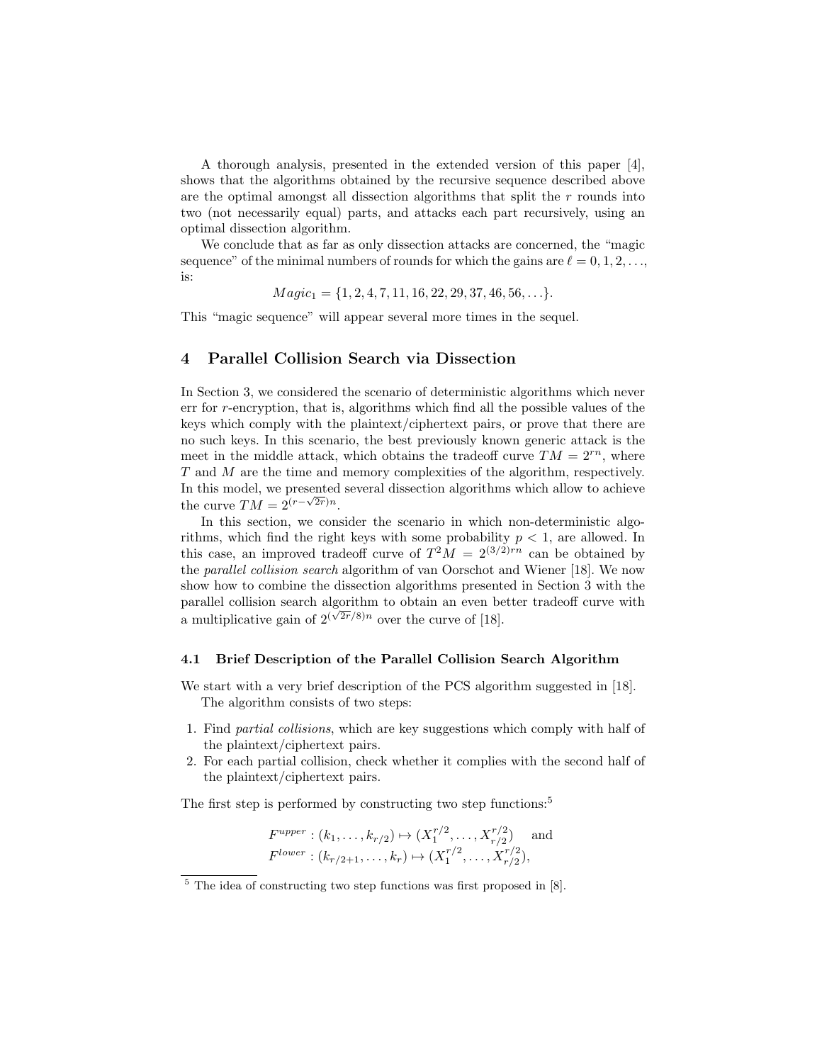A thorough analysis, presented in the extended version of this paper [4], shows that the algorithms obtained by the recursive sequence described above are the optimal amongst all dissection algorithms that split the $r$ rounds into two (not necessarily equal) parts, and attacks each part recursively, using an optimal dissection algorithm.

We conclude that as far as only dissection attacks are concerned, the "magic sequence" of the minimal numbers of rounds for which the gains are $\ell = 0, 1, 2, \ldots$, is:

$$Magic_1 = \{1, 2, 4, 7, 11, 16, 22, 29, 37, 46, 56, \ldots\}.$$

This "magic sequence" will appear several more times in the sequel.

## 4 Parallel Collision Search via Dissection

In Section 3, we considered the scenario of deterministic algorithms which never err for $r$-encryption, that is, algorithms which find all the possible values of the keys which comply with the plaintext/ciphertext pairs, or prove that there are no such keys. In this scenario, the best previously known generic attack is the meet in the middle attack, which obtains the tradeoff curve $TM = 2^{rn}$, where $T$ and $M$ are the time and memory complexities of the algorithm, respectively. In this model, we presented several dissection algorithms which allow to achieve the curve $TM = 2^{(r-\sqrt{2r})n}$.

In this section, we consider the scenario in which non-deterministic algorithms, which find the right keys with some probability $p < 1$, are allowed. In this case, an improved tradeoff curve of $T^2 M = 2^{(3/2)rn}$ can be obtained by the *parallel collision search* algorithm of van Oorschot and Wiener [18]. We now show how to combine the dissection algorithms presented in Section 3 with the parallel collision search algorithm to obtain an even better tradeoff curve with a multiplicative gain of $2^{(\sqrt{2r}/8)n}$ over the curve of [18].

### 4.1 Brief Description of the Parallel Collision Search Algorithm

We start with a very brief description of the PCS algorithm suggested in [18].

The algorithm consists of two steps:

1. Find *partial collisions*, which are key suggestions which comply with half of the plaintext/ciphertext pairs.
2. For each partial collision, check whether it complies with the second half of the plaintext/ciphertext pairs.

The first step is performed by constructing two step functions:[5]

$$F^{upper} : (k_1, \ldots, k_{r/2}) \mapsto (X_1^{r/2}, \ldots, X_{r/2}^{r/2}) \quad \text{and}$$
$$F^{lower} : (k_{r/2+1}, \ldots, k_r) \mapsto (X_1^{r/2}, \ldots, X_{r/2}^{r/2}),$$

[5] The idea of constructing two step functions was first proposed in [8].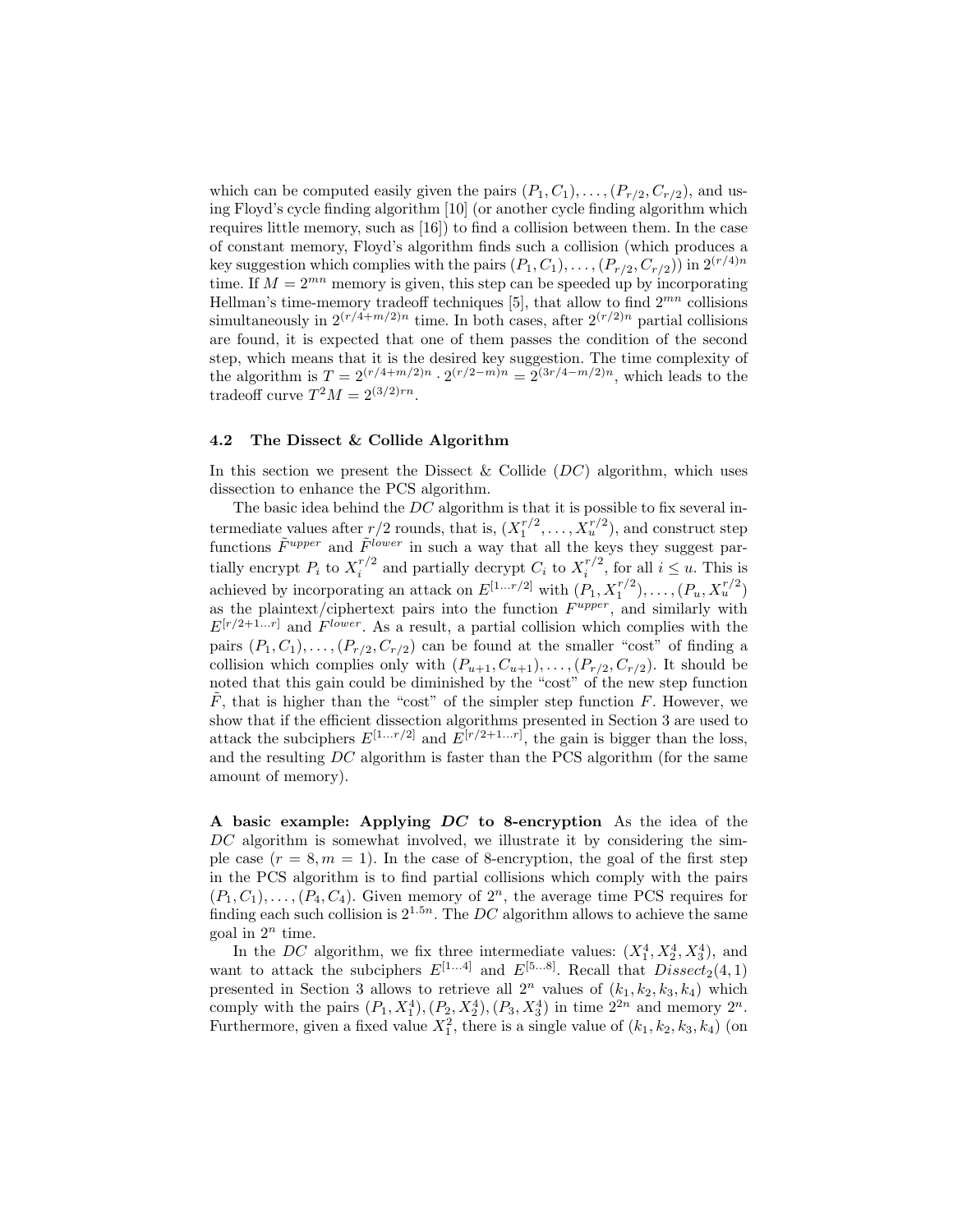which can be computed easily given the pairs $(P_1, C_1), \ldots, (P_{r/2}, C_{r/2})$, and using Floyd's cycle finding algorithm [10] (or another cycle finding algorithm which requires little memory, such as [16]) to find a collision between them. In the case of constant memory, Floyd's algorithm finds such a collision (which produces a key suggestion which complies with the pairs $(P_1, C_1), \ldots, (P_{r/2}, C_{r/2})$) in $2^{(r/4)n}$ time. If $M = 2^{mn}$ memory is given, this step can be speeded up by incorporating Hellman's time-memory tradeoff techniques [5], that allow to find $2^{mn}$ collisions simultaneously in $2^{(r/4+m/2)n}$ time. In both cases, after $2^{(r/2)n}$ partial collisions are found, it is expected that one of them passes the condition of the second step, which means that it is the desired key suggestion. The time complexity of the algorithm is $T = 2^{(r/4+m/2)n} \cdot 2^{(r/2-m)n} = 2^{(3r/4-m/2)n}$, which leads to the tradeoff curve $T^2 M = 2^{(3/2)rn}$.

### 4.2 The Dissect & Collide Algorithm

In this section we present the Dissect & Collide ($DC$) algorithm, which uses dissection to enhance the PCS algorithm.

The basic idea behind the $DC$ algorithm is that it is possible to fix several intermediate values after $r/2$ rounds, that is, $(X_1^{r/2}, \ldots, X_u^{r/2})$, and construct step functions $\tilde{F}^{upper}$ and $\tilde{F}^{lower}$ in such a way that all the keys they suggest partially encrypt $P_i$ to $X_i^{r/2}$ and partially decrypt $C_i$ to $X_i^{r/2}$, for all $i \leq u$. This is achieved by incorporating an attack on $E^{[1\ldots r/2]}$ with $(P_1, X_1^{r/2}), \ldots, (P_u, X_u^{r/2})$ as the plaintext/ciphertext pairs into the function $F^{upper}$, and similarly with $E^{[r/2+1\ldots r]}$ and $F^{lower}$. As a result, a partial collision which complies with the pairs $(P_1, C_1), \ldots, (P_{r/2}, C_{r/2})$ can be found at the smaller "cost" of finding a collision which complies only with $(P_{u+1}, C_{u+1}), \ldots, (P_{r/2}, C_{r/2})$. It should be noted that this gain could be diminished by the "cost" of the new step function $\tilde{F}$, that is higher than the "cost" of the simpler step function $F$. However, we show that if the efficient dissection algorithms presented in Section 3 are used to attack the subciphers $E^{[1\ldots r/2]}$ and $E^{[r/2+1\ldots r]}$, the gain is bigger than the loss, and the resulting $DC$ algorithm is faster than the PCS algorithm (for the same amount of memory).

**A basic example: Applying $DC$ to 8-encryption** As the idea of the $DC$ algorithm is somewhat involved, we illustrate it by considering the simple case ($r = 8, m = 1$). In the case of 8-encryption, the goal of the first step in the PCS algorithm is to find partial collisions which comply with the pairs $(P_1, C_1), \ldots, (P_4, C_4)$. Given memory of $2^n$, the average time PCS requires for finding each such collision is $2^{1.5n}$. The $DC$ algorithm allows to achieve the same goal in $2^n$ time.

In the $DC$ algorithm, we fix three intermediate values: $(X_1^4, X_2^4, X_3^4)$, and want to attack the subciphers $E^{[1\ldots 4]}$ and $E^{[5\ldots 8]}$. Recall that $Dissect_2(4, 1)$ presented in Section 3 allows to retrieve all $2^n$ values of $(k_1, k_2, k_3, k_4)$ which comply with the pairs $(P_1, X_1^4), (P_2, X_2^4), (P_3, X_3^4)$ in time $2^{2n}$ and memory $2^n$. Furthermore, given a fixed value $X_1^2$, there is a single value of $(k_1, k_2, k_3, k_4)$ (on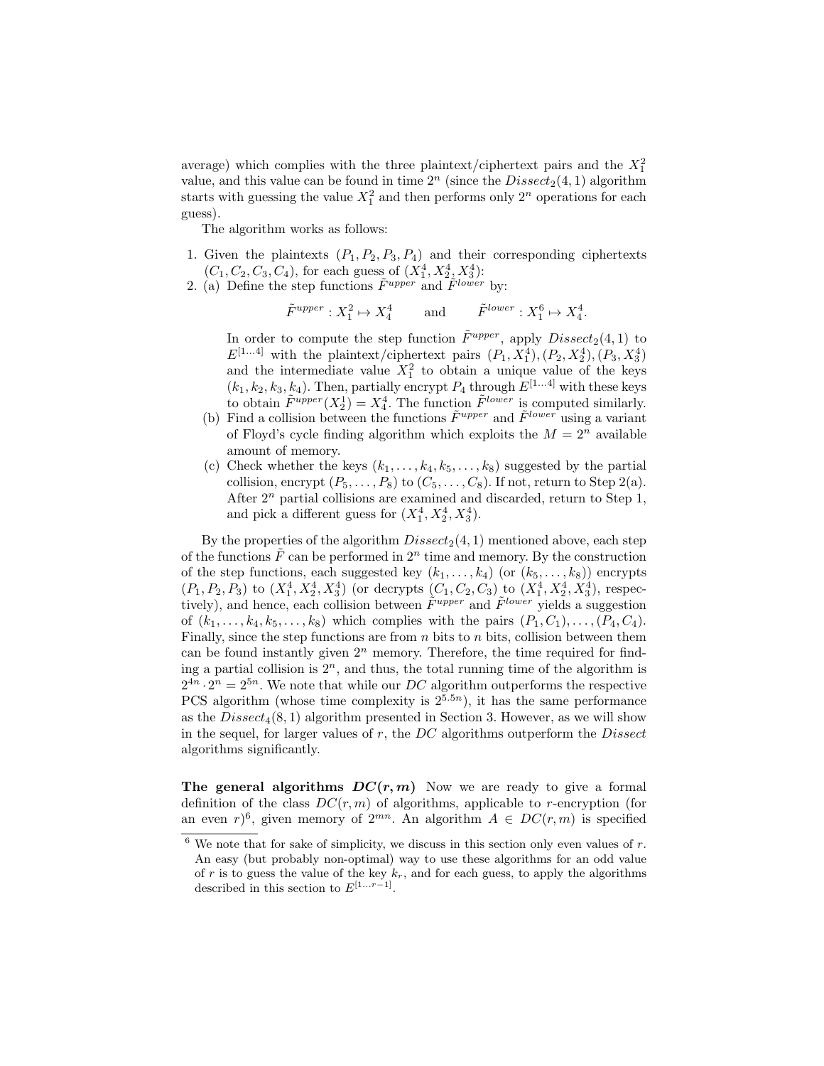average) which complies with the three plaintext/ciphertext pairs and the $X_1^2$ value, and this value can be found in time $2^n$ (since the $Dissect_2(4,1)$ algorithm starts with guessing the value $X_1^2$ and then performs only $2^n$ operations for each guess).

The algorithm works as follows:

1. Given the plaintexts $(P_1, P_2, P_3, P_4)$ and their corresponding ciphertexts $(C_1, C_2, C_3, C_4)$, for each guess of $(X_1^4, X_2^4, X_3^4)$:
2. (a) Define the step functions $\tilde{F}^{upper}$ and $\tilde{F}^{lower}$ by:

$$\tilde{F}^{upper} : X_1^2 \mapsto X_4^4 \qquad \text{and} \qquad \tilde{F}^{lower} : X_1^6 \mapsto X_4^4.$$

   In order to compute the step function $\tilde{F}^{upper}$, apply $Dissect_2(4,1)$ to $E^{[1...4]}$ with the plaintext/ciphertext pairs $(P_1, X_1^4), (P_2, X_2^4), (P_3, X_3^4)$ and the intermediate value $X_1^2$ to obtain a unique value of the keys $(k_1, k_2, k_3, k_4)$. Then, partially encrypt $P_4$ through $E^{[1...4]}$ with these keys to obtain $\tilde{F}^{upper}(X_2^1) = X_4^4$. The function $\tilde{F}^{lower}$ is computed similarly.

   (b) Find a collision between the functions $\tilde{F}^{upper}$ and $\tilde{F}^{lower}$ using a variant of Floyd's cycle finding algorithm which exploits the $M = 2^n$ available amount of memory.

   (c) Check whether the keys $(k_1, \ldots, k_4, k_5, \ldots, k_8)$ suggested by the partial collision, encrypt $(P_5, \ldots, P_8)$ to $(C_5, \ldots, C_8)$. If not, return to Step 2(a). After $2^n$ partial collisions are examined and discarded, return to Step 1, and pick a different guess for $(X_1^4, X_2^4, X_3^4)$.

By the properties of the algorithm $Dissect_2(4,1)$ mentioned above, each step of the functions $\tilde{F}$ can be performed in $2^n$ time and memory. By the construction of the step functions, each suggested key $(k_1, \ldots, k_4)$ (or $(k_5, \ldots, k_8)$) encrypts $(P_1, P_2, P_3)$ to $(X_1^4, X_2^4, X_3^4)$ (or decrypts $(C_1, C_2, C_3)$ to $(X_1^4, X_2^4, X_3^4)$, respectively), and hence, each collision between $\tilde{F}^{upper}$ and $\tilde{F}^{lower}$ yields a suggestion of $(k_1, \ldots, k_4, k_5, \ldots, k_8)$ which complies with the pairs $(P_1, C_1), \ldots, (P_4, C_4)$. Finally, since the step functions are from $n$ bits to $n$ bits, collision between them can be found instantly given $2^n$ memory. Therefore, the time required for finding a partial collision is $2^n$, and thus, the total running time of the algorithm is $2^{4n} \cdot 2^n = 2^{5n}$. We note that while our $DC$ algorithm outperforms the respective PCS algorithm (whose time complexity is $2^{5.5n}$), it has the same performance as the $Dissect_4(8,1)$ algorithm presented in Section 3. However, as we will show in the sequel, for larger values of $r$, the $DC$ algorithms outperform the $Dissect$ algorithms significantly.

**The general algorithms $DC(r,m)$** Now we are ready to give a formal definition of the class $DC(r,m)$ of algorithms, applicable to $r$-encryption (for an even $r$)[6], given memory of $2^{mn}$. An algorithm $A \in DC(r,m)$ is specified

[6] We note that for sake of simplicity, we discuss in this section only even values of $r$. An easy (but probably non-optimal) way to use these algorithms for an odd value of $r$ is to guess the value of the key $k_r$, and for each guess, to apply the algorithms described in this section to $E^{[1...r-1]}$.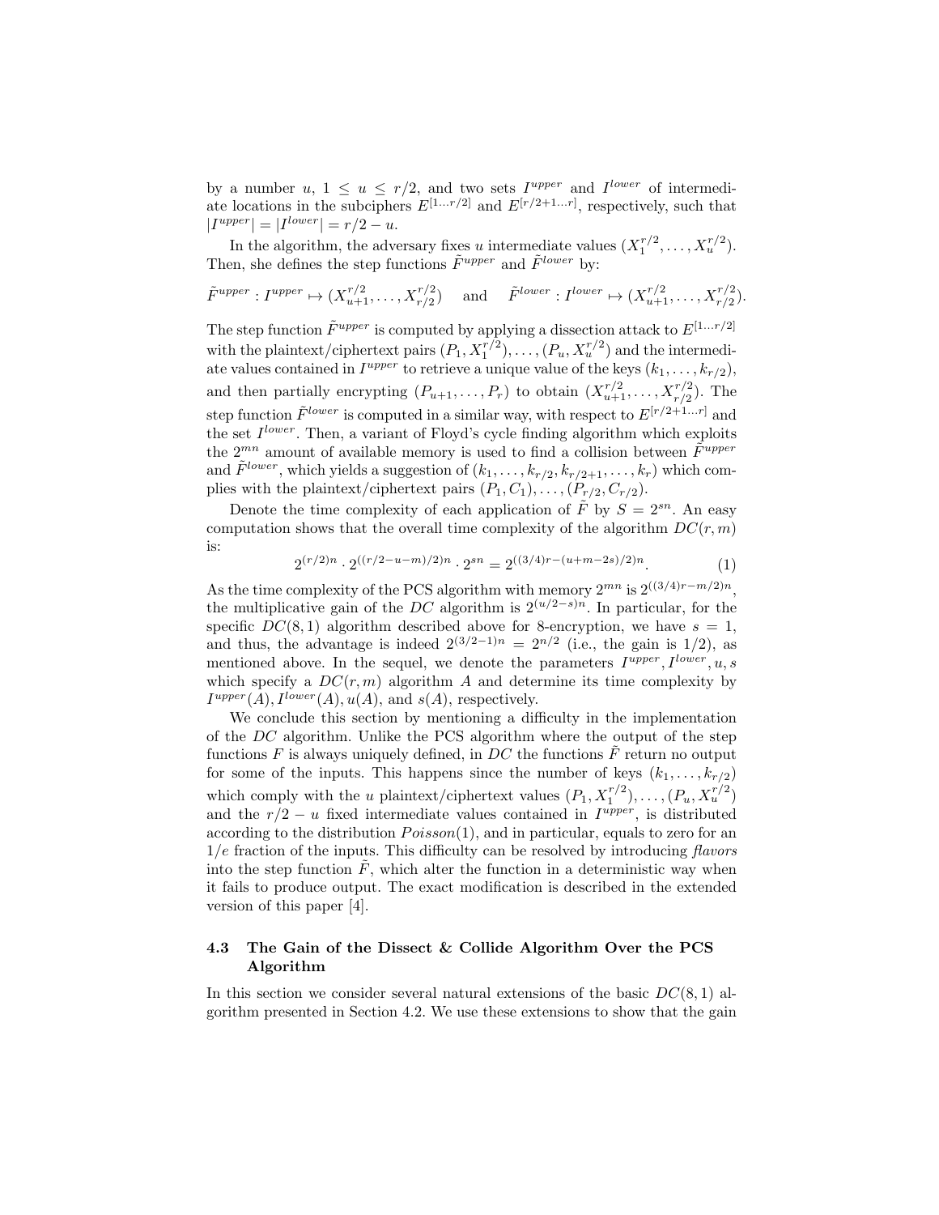by a number $u$, $1 \leq u \leq r/2$, and two sets $I^{upper}$ and $I^{lower}$ of intermediate locations in the subciphers $E^{[1\ldots r/2]}$ and $E^{[r/2+1\ldots r]}$, respectively, such that $|I^{upper}| = |I^{lower}| = r/2 - u$.

In the algorithm, the adversary fixes $u$ intermediate values $(X_1^{r/2}, \ldots, X_u^{r/2})$. Then, she defines the step functions $\tilde{F}^{upper}$ and $\tilde{F}^{lower}$ by:

$$\tilde{F}^{upper} : I^{upper} \mapsto (X_{u+1}^{r/2}, \ldots, X_{r/2}^{r/2}) \quad \text{and} \quad \tilde{F}^{lower} : I^{lower} \mapsto (X_{u+1}^{r/2}, \ldots, X_{r/2}^{r/2}).$$

The step function $\tilde{F}^{upper}$ is computed by applying a dissection attack to $E^{[1\ldots r/2]}$ with the plaintext/ciphertext pairs $(P_1, X_1^{r/2}), \ldots, (P_u, X_u^{r/2})$ and the intermediate values contained in $I^{upper}$ to retrieve a unique value of the keys $(k_1, \ldots, k_{r/2})$, and then partially encrypting $(P_{u+1}, \ldots, P_r)$ to obtain $(X_{u+1}^{r/2}, \ldots, X_{r/2}^{r/2})$. The step function $\tilde{F}^{lower}$ is computed in a similar way, with respect to $E^{[r/2+1\ldots r]}$ and the set $I^{lower}$. Then, a variant of Floyd's cycle finding algorithm which exploits the $2^{mn}$ amount of available memory is used to find a collision between $\tilde{F}^{upper}$ and $\tilde{F}^{lower}$, which yields a suggestion of $(k_1, \ldots, k_{r/2}, k_{r/2+1}, \ldots, k_r)$ which complies with the plaintext/ciphertext pairs $(P_1, C_1), \ldots, (P_{r/2}, C_{r/2})$.

Denote the time complexity of each application of $\tilde{F}$ by $S = 2^{sn}$. An easy computation shows that the overall time complexity of the algorithm $DC(r, m)$ is:

$$2^{(r/2)n} \cdot 2^{((r/2-u-m)/2)n} \cdot 2^{sn} = 2^{((3/4)r-(u+m-2s)/2)n}. \tag{1}$$

As the time complexity of the PCS algorithm with memory $2^{mn}$ is $2^{((3/4)r-m/2)n}$, the multiplicative gain of the $DC$ algorithm is $2^{(u/2-s)n}$. In particular, for the specific $DC(8, 1)$ algorithm described above for 8-encryption, we have $s = 1$, and thus, the advantage is indeed $2^{(3/2-1)n} = 2^{n/2}$ (i.e., the gain is 1/2), as mentioned above. In the sequel, we denote the parameters $I^{upper}, I^{lower}, u, s$ which specify a $DC(r, m)$ algorithm $A$ and determine its time complexity by $I^{upper}(A), I^{lower}(A), u(A)$, and $s(A)$, respectively.

We conclude this section by mentioning a difficulty in the implementation of the $DC$ algorithm. Unlike the PCS algorithm where the output of the step functions $F$ is always uniquely defined, in $DC$ the functions $\tilde{F}$ return no output for some of the inputs. This happens since the number of keys $(k_1, \ldots, k_{r/2})$ which comply with the $u$ plaintext/ciphertext values $(P_1, X_1^{r/2}), \ldots, (P_u, X_u^{r/2})$ and the $r/2 - u$ fixed intermediate values contained in $I^{upper}$, is distributed according to the distribution $Poisson(1)$, and in particular, equals to zero for an $1/e$ fraction of the inputs. This difficulty can be resolved by introducing *flavors* into the step function $\tilde{F}$, which alter the function in a deterministic way when it fails to produce output. The exact modification is described in the extended version of this paper [4].

### 4.3 The Gain of the Dissect & Collide Algorithm Over the PCS Algorithm

In this section we consider several natural extensions of the basic $DC(8, 1)$ algorithm presented in Section 4.2. We use these extensions to show that the gain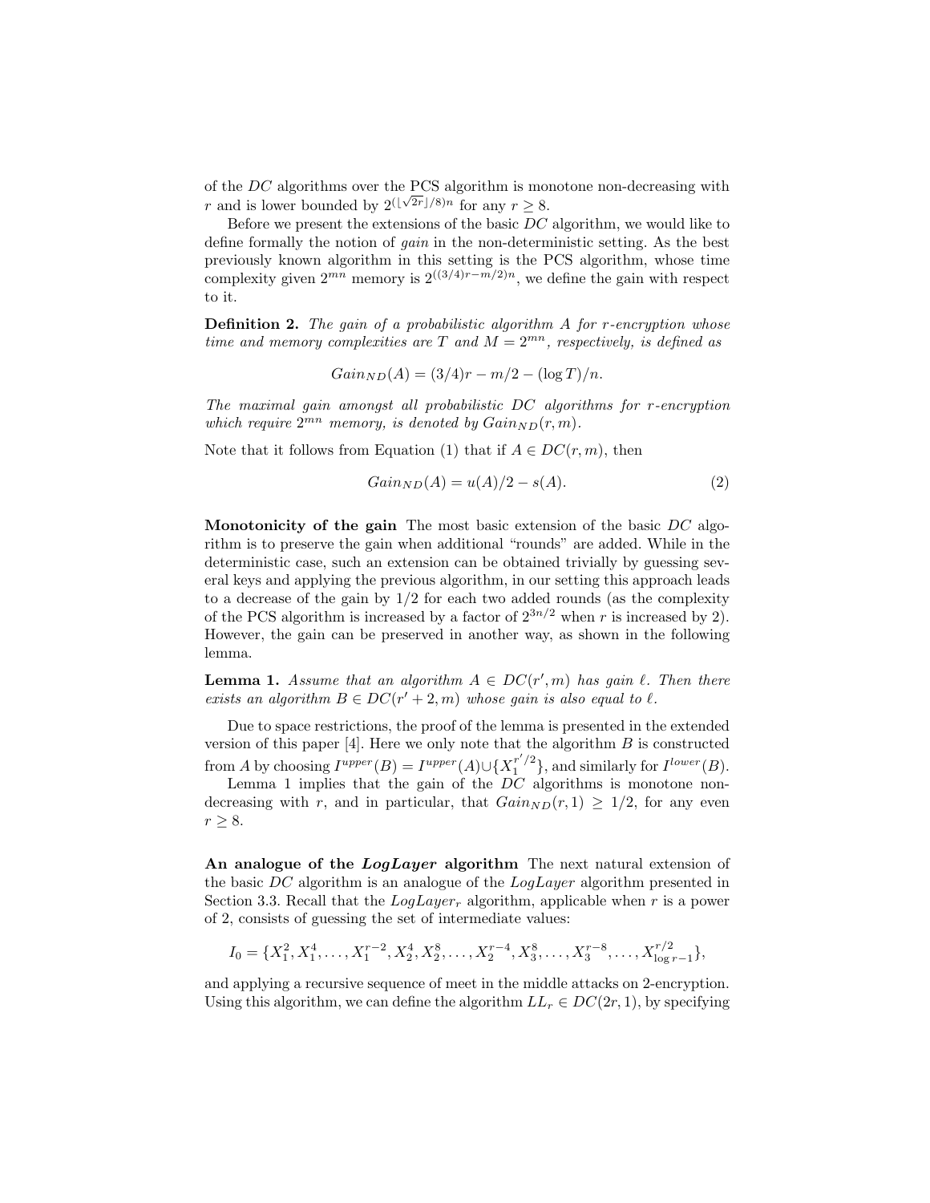of the $DC$ algorithms over the PCS algorithm is monotone non-decreasing with $r$ and is lower bounded by $2^{(\lfloor\sqrt{2r}\rfloor/8)n}$ for any $r \geq 8$.

Before we present the extensions of the basic $DC$ algorithm, we would like to define formally the notion of *gain* in the non-deterministic setting. As the best previously known algorithm in this setting is the PCS algorithm, whose time complexity given $2^{mn}$ memory is $2^{((3/4)r-m/2)n}$, we define the gain with respect to it.

**Definition 2.** *The gain of a probabilistic algorithm $A$ for $r$-encryption whose time and memory complexities are $T$ and $M = 2^{mn}$, respectively, is defined as*

$$Gain_{ND}(A) = (3/4)r - m/2 - (\log T)/n.$$

*The maximal gain amongst all probabilistic $DC$ algorithms for $r$-encryption which require $2^{mn}$ memory, is denoted by $Gain_{ND}(r, m)$.*

Note that it follows from Equation (1) that if $A \in DC(r, m)$, then

$$Gain_{ND}(A) = u(A)/2 - s(A). \tag{2}$$

**Monotonicity of the gain** The most basic extension of the basic $DC$ algorithm is to preserve the gain when additional "rounds" are added. While in the deterministic case, such an extension can be obtained trivially by guessing several keys and applying the previous algorithm, in our setting this approach leads to a decrease of the gain by 1/2 for each two added rounds (as the complexity of the PCS algorithm is increased by a factor of $2^{3n/2}$ when $r$ is increased by 2). However, the gain can be preserved in another way, as shown in the following lemma.

**Lemma 1.** *Assume that an algorithm $A \in DC(r', m)$ has gain $\ell$. Then there exists an algorithm $B \in DC(r' + 2, m)$ whose gain is also equal to $\ell$.*

Due to space restrictions, the proof of the lemma is presented in the extended version of this paper [4]. Here we only note that the algorithm $B$ is constructed from $A$ by choosing $I^{upper}(B) = I^{upper}(A) \cup \{X_1^{r'/2}\}$, and similarly for $I^{lower}(B)$.

Lemma 1 implies that the gain of the $DC$ algorithms is monotone non-decreasing with $r$, and in particular, that $Gain_{ND}(r, 1) \geq 1/2$, for any even $r \geq 8$.

**An analogue of the *LogLayer* algorithm** The next natural extension of the basic $DC$ algorithm is an analogue of the *LogLayer* algorithm presented in Section 3.3. Recall that the $LogLayer_r$ algorithm, applicable when $r$ is a power of 2, consists of guessing the set of intermediate values:

$$I_0 = \{X_1^2, X_1^4, \ldots, X_1^{r-2}, X_2^4, X_2^8, \ldots, X_2^{r-4}, X_3^8, \ldots, X_3^{r-8}, \ldots, X_{\log r-1}^{r/2}\},$$

and applying a recursive sequence of meet in the middle attacks on 2-encryption. Using this algorithm, we can define the algorithm $LL_r \in DC(2r, 1)$, by specifying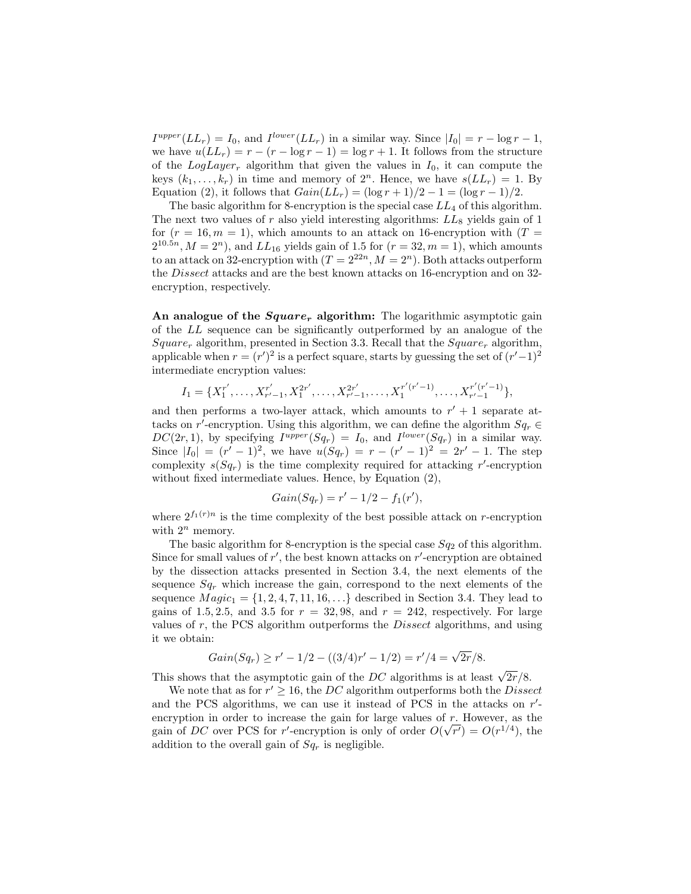$I^{upper}(LL_r) = I_0$, and $I^{lower}(LL_r)$ in a similar way. Since $|I_0| = r - \log r - 1$, we have $u(LL_r) = r - (r - \log r - 1) = \log r + 1$. It follows from the structure of the $LogLayer_r$ algorithm that given the values in $I_0$, it can compute the keys $(k_1, \ldots, k_r)$ in time and memory of $2^n$. Hence, we have $s(LL_r) = 1$. By Equation (2), it follows that $Gain(LL_r) = (\log r + 1)/2 - 1 = (\log r - 1)/2$.

The basic algorithm for 8-encryption is the special case $LL_4$ of this algorithm. The next two values of $r$ also yield interesting algorithms: $LL_8$ yields gain of 1 for $(r = 16, m = 1)$, which amounts to an attack on 16-encryption with $(T = 2^{10.5n}, M = 2^n)$, and $LL_{16}$ yields gain of 1.5 for $(r = 32, m = 1)$, which amounts to an attack on 32-encryption with $(T = 2^{22n}, M = 2^n)$. Both attacks outperform the *Dissect* attacks and are the best known attacks on 16-encryption and on 32-encryption, respectively.

**An analogue of the $Square_r$ algorithm:** The logarithmic asymptotic gain of the $LL$ sequence can be significantly outperformed by an analogue of the $Square_r$ algorithm, presented in Section 3.3. Recall that the $Square_r$ algorithm, applicable when $r = (r')^2$ is a perfect square, starts by guessing the set of $(r'-1)^2$ intermediate encryption values:

$$I_1 = \{X_1^{r'}, \ldots, X_{r'-1}^{r'}, X_1^{2r'}, \ldots, X_{r'-1}^{2r'}, \ldots, X_1^{r'(r'-1)}, \ldots, X_{r'-1}^{r'(r'-1)}\},$$

and then performs a two-layer attack, which amounts to $r' + 1$ separate attacks on $r'$-encryption. Using this algorithm, we can define the algorithm $Sq_r \in DC(2r, 1)$, by specifying $I^{upper}(Sq_r) = I_0$, and $I^{lower}(Sq_r)$ in a similar way. Since $|I_0| = (r' - 1)^2$, we have $u(Sq_r) = r - (r' - 1)^2 = 2r' - 1$. The step complexity $s(Sq_r)$ is the time complexity required for attacking $r'$-encryption without fixed intermediate values. Hence, by Equation (2),

$$Gain(Sq_r) = r' - 1/2 - f_1(r'),$$

where $2^{f_1(r)n}$ is the time complexity of the best possible attack on $r$-encryption with $2^n$ memory.

The basic algorithm for 8-encryption is the special case $Sq_2$ of this algorithm. Since for small values of $r'$, the best known attacks on $r'$-encryption are obtained by the dissection attacks presented in Section 3.4, the next elements of the sequence $Sq_r$ which increase the gain, correspond to the next elements of the sequence $Magic_1 = \{1, 2, 4, 7, 11, 16, \ldots\}$ described in Section 3.4. They lead to gains of $1.5, 2.5$, and $3.5$ for $r = 32, 98$, and $r = 242$, respectively. For large values of $r$, the PCS algorithm outperforms the *Dissect* algorithms, and using it we obtain:

$$Gain(Sq_r) \geq r' - 1/2 - ((3/4)r' - 1/2) = r'/4 = \sqrt{2r}/8.$$

This shows that the asymptotic gain of the $DC$ algorithms is at least $\sqrt{2r}/8$.

We note that as for $r' \geq 16$, the $DC$ algorithm outperforms both the *Dissect* and the PCS algorithms, we can use it instead of PCS in the attacks on $r'$-encryption in order to increase the gain for large values of $r$. However, as the gain of $DC$ over PCS for $r'$-encryption is only of order $O(\sqrt{r'}) = O(r^{1/4})$, the addition to the overall gain of $Sq_r$ is negligible.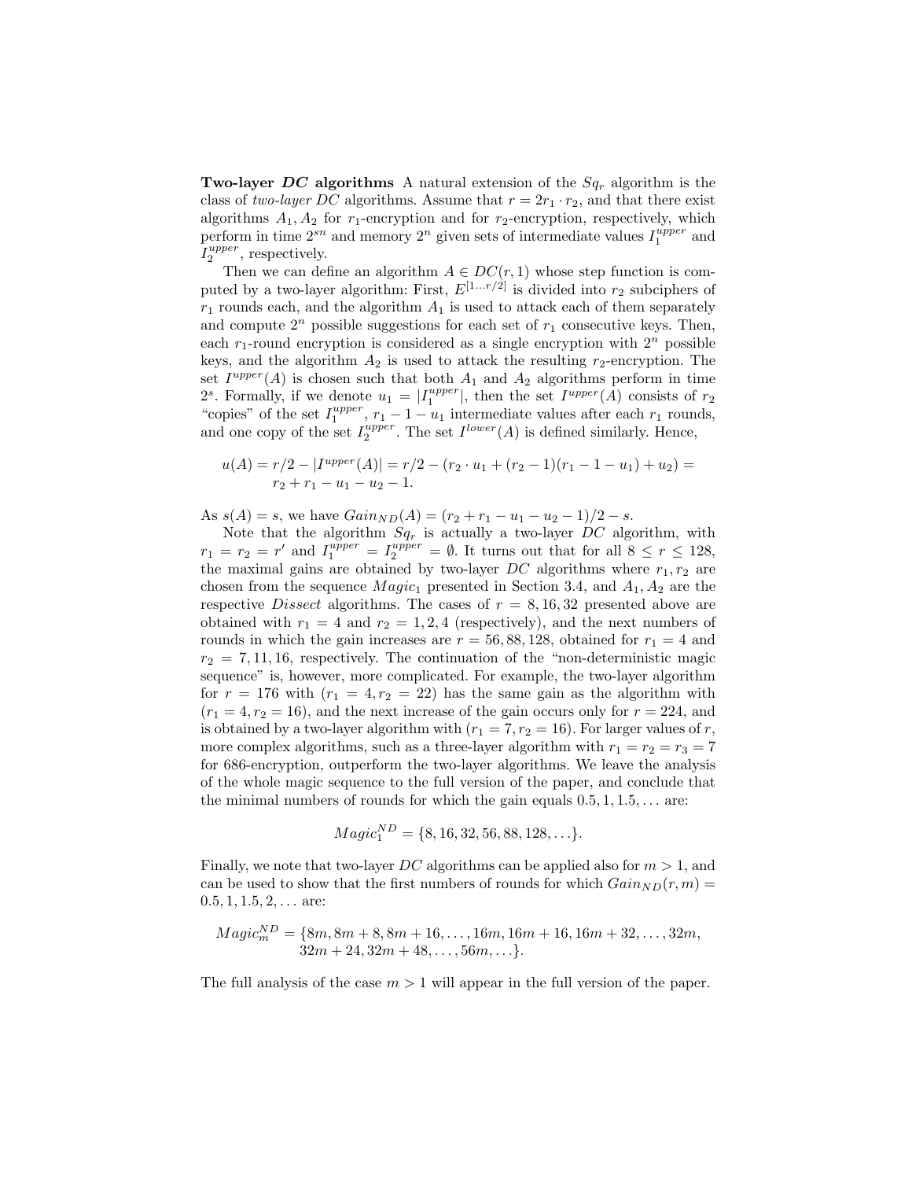**Two-layer *DC* algorithms** A natural extension of the $Sq_r$ algorithm is the class of *two-layer DC* algorithms. Assume that $r = 2r_1 \cdot r_2$, and that there exist algorithms $A_1, A_2$ for $r_1$-encryption and for $r_2$-encryption, respectively, which perform in time $2^{sn}$ and memory $2^n$ given sets of intermediate values $I_1^{upper}$ and $I_2^{upper}$, respectively.

Then we can define an algorithm $A \in DC(r, 1)$ whose step function is computed by a two-layer algorithm: First, $E^{[1 \ldots r/2]}$ is divided into $r_2$ subciphers of $r_1$ rounds each, and the algorithm $A_1$ is used to attack each of them separately and compute $2^n$ possible suggestions for each set of $r_1$ consecutive keys. Then, each $r_1$-round encryption is considered as a single encryption with $2^n$ possible keys, and the algorithm $A_2$ is used to attack the resulting $r_2$-encryption. The set $I^{upper}(A)$ is chosen such that both $A_1$ and $A_2$ algorithms perform in time $2^s$. Formally, if we denote $u_1 = |I_1^{upper}|$, then the set $I^{upper}(A)$ consists of $r_2$ "copies" of the set $I_1^{upper}$, $r_1 - 1 - u_1$ intermediate values after each $r_1$ rounds, and one copy of the set $I_2^{upper}$. The set $I^{lower}(A)$ is defined similarly. Hence,

$$u(A) = r/2 - |I^{upper}(A)| = r/2 - (r_2 \cdot u_1 + (r_2 - 1)(r_1 - 1 - u_1) + u_2) = r_2 + r_1 - u_1 - u_2 - 1.$$

As $s(A) = s$, we have $Gain_{ND}(A) = (r_2 + r_1 - u_1 - u_2 - 1)/2 - s$.

Note that the algorithm $Sq_r$ is actually a two-layer *DC* algorithm, with $r_1 = r_2 = r'$ and $I_1^{upper} = I_2^{upper} = \emptyset$. It turns out that for all $8 \leq r \leq 128$, the maximal gains are obtained by two-layer *DC* algorithms where $r_1, r_2$ are chosen from the sequence $Magic_1$ presented in Section 3.4, and $A_1, A_2$ are the respective *Dissect* algorithms. The cases of $r = 8, 16, 32$ presented above are obtained with $r_1 = 4$ and $r_2 = 1, 2, 4$ (respectively), and the next numbers of rounds in which the gain increases are $r = 56, 88, 128$, obtained for $r_1 = 4$ and $r_2 = 7, 11, 16$, respectively. The continuation of the "non-deterministic magic sequence" is, however, more complicated. For example, the two-layer algorithm for $r = 176$ with $(r_1 = 4, r_2 = 22)$ has the same gain as the algorithm with $(r_1 = 4, r_2 = 16)$, and the next increase of the gain occurs only for $r = 224$, and is obtained by a two-layer algorithm with $(r_1 = 7, r_2 = 16)$. For larger values of $r$, more complex algorithms, such as a three-layer algorithm with $r_1 = r_2 = r_3 = 7$ for 686-encryption, outperform the two-layer algorithms. We leave the analysis of the whole magic sequence to the full version of the paper, and conclude that the minimal numbers of rounds for which the gain equals $0.5, 1, 1.5, \ldots$ are:

$$Magic_1^{ND} = \{8, 16, 32, 56, 88, 128, \ldots\}.$$

Finally, we note that two-layer *DC* algorithms can be applied also for $m > 1$, and can be used to show that the first numbers of rounds for which $Gain_{ND}(r, m) = 0.5, 1, 1.5, 2, \ldots$ are:

$$Magic_m^{ND} = \{8m, 8m + 8, 8m + 16, \ldots, 16m, 16m + 16, 16m + 32, \ldots, 32m, 32m + 24, 32m + 48, \ldots, 56m, \ldots\}.$$

The full analysis of the case $m > 1$ will appear in the full version of the paper.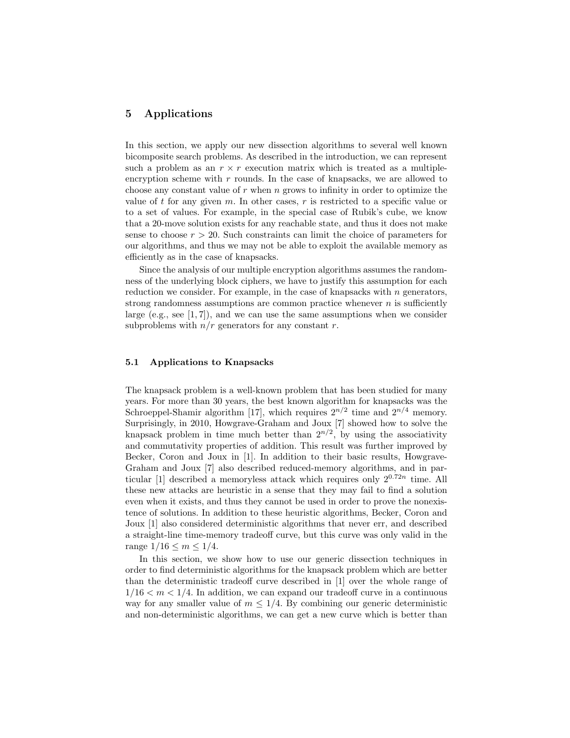## 5 Applications

In this section, we apply our new dissection algorithms to several well known bicomposite search problems. As described in the introduction, we can represent such a problem as an $r \times r$ execution matrix which is treated as a multiple-encryption scheme with $r$ rounds. In the case of knapsacks, we are allowed to choose any constant value of $r$ when $n$ grows to infinity in order to optimize the value of $t$ for any given $m$. In other cases, $r$ is restricted to a specific value or to a set of values. For example, in the special case of Rubik's cube, we know that a 20-move solution exists for any reachable state, and thus it does not make sense to choose $r > 20$. Such constraints can limit the choice of parameters for our algorithms, and thus we may not be able to exploit the available memory as efficiently as in the case of knapsacks.

Since the analysis of our multiple encryption algorithms assumes the randomness of the underlying block ciphers, we have to justify this assumption for each reduction we consider. For example, in the case of knapsacks with $n$ generators, strong randomness assumptions are common practice whenever $n$ is sufficiently large (e.g., see [1, 7]), and we can use the same assumptions when we consider subproblems with $n/r$ generators for any constant $r$.

### 5.1 Applications to Knapsacks

The knapsack problem is a well-known problem that has been studied for many years. For more than 30 years, the best known algorithm for knapsacks was the Schroeppel-Shamir algorithm [17], which requires $2^{n/2}$ time and $2^{n/4}$ memory. Surprisingly, in 2010, Howgrave-Graham and Joux [7] showed how to solve the knapsack problem in time much better than $2^{n/2}$, by using the associativity and commutativity properties of addition. This result was further improved by Becker, Coron and Joux in [1]. In addition to their basic results, Howgrave-Graham and Joux [7] also described reduced-memory algorithms, and in particular [1] described a memoryless attack which requires only $2^{0.72n}$ time. All these new attacks are heuristic in a sense that they may fail to find a solution even when it exists, and thus they cannot be used in order to prove the nonexistence of solutions. In addition to these heuristic algorithms, Becker, Coron and Joux [1] also considered deterministic algorithms that never err, and described a straight-line time-memory tradeoff curve, but this curve was only valid in the range $1/16 \leq m \leq 1/4$.

In this section, we show how to use our generic dissection techniques in order to find deterministic algorithms for the knapsack problem which are better than the deterministic tradeoff curve described in [1] over the whole range of $1/16 < m < 1/4$. In addition, we can expand our tradeoff curve in a continuous way for any smaller value of $m \leq 1/4$. By combining our generic deterministic and non-deterministic algorithms, we can get a new curve which is better than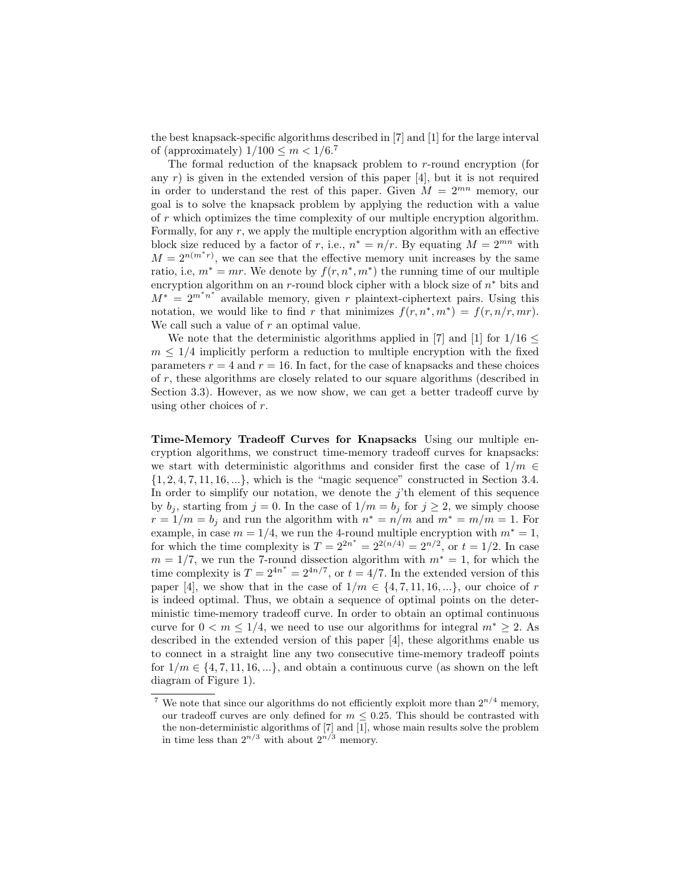the best knapsack-specific algorithms described in [7] and [1] for the large interval of (approximately) $1/100 \leq m < 1/6$.[7]

The formal reduction of the knapsack problem to $r$-round encryption (for any $r$) is given in the extended version of this paper [4], but it is not required in order to understand the rest of this paper. Given $M = 2^{mn}$ memory, our goal is to solve the knapsack problem by applying the reduction with a value of $r$ which optimizes the time complexity of our multiple encryption algorithm. Formally, for any $r$, we apply the multiple encryption algorithm with an effective block size reduced by a factor of $r$, i.e., $n^* = n/r$. By equating $M = 2^{mn}$ with $M = 2^{n(m^* r)}$, we can see that the effective memory unit increases by the same ratio, i.e, $m^* = mr$. We denote by $f(r, n^*, m^*)$ the running time of our multiple encryption algorithm on an $r$-round block cipher with a block size of $n^*$ bits and $M^* = 2^{m^* n^*}$ available memory, given $r$ plaintext-ciphertext pairs. Using this notation, we would like to find $r$ that minimizes $f(r, n^*, m^*) = f(r, n/r, mr)$. We call such a value of $r$ an optimal value.

We note that the deterministic algorithms applied in [7] and [1] for $1/16 \leq m \leq 1/4$ implicitly perform a reduction to multiple encryption with the fixed parameters $r = 4$ and $r = 16$. In fact, for the case of knapsacks and these choices of $r$, these algorithms are closely related to our square algorithms (described in Section 3.3). However, as we now show, we can get a better tradeoff curve by using other choices of $r$.

**Time-Memory Tradeoff Curves for Knapsacks** Using our multiple encryption algorithms, we construct time-memory tradeoff curves for knapsacks: we start with deterministic algorithms and consider first the case of $1/m \in \{1, 2, 4, 7, 11, 16, ...\}$, which is the "magic sequence" constructed in Section 3.4. In order to simplify our notation, we denote the $j$'th element of this sequence by $b_j$, starting from $j = 0$. In the case of $1/m = b_j$ for $j \geq 2$, we simply choose $r = 1/m = b_j$ and run the algorithm with $n^* = n/m$ and $m^* = m/m = 1$. For example, in case $m = 1/4$, we run the 4-round multiple encryption with $m^* = 1$, for which the time complexity is $T = 2^{2n^*} = 2^{2(n/4)} = 2^{n/2}$, or $t = 1/2$. In case $m = 1/7$, we run the 7-round dissection algorithm with $m^* = 1$, for which the time complexity is $T = 2^{4n^*} = 2^{4n/7}$, or $t = 4/7$. In the extended version of this paper [4], we show that in the case of $1/m \in \{4, 7, 11, 16, ...\}$, our choice of $r$ is indeed optimal. Thus, we obtain a sequence of optimal points on the deterministic time-memory tradeoff curve. In order to obtain an optimal continuous curve for $0 < m \leq 1/4$, we need to use our algorithms for integral $m^* \geq 2$. As described in the extended version of this paper [4], these algorithms enable us to connect in a straight line any two consecutive time-memory tradeoff points for $1/m \in \{4, 7, 11, 16, ...\}$, and obtain a continuous curve (as shown on the left diagram of Figure 1).

[7] We note that since our algorithms do not efficiently exploit more than $2^{n/4}$ memory, our tradeoff curves are only defined for $m \leq 0.25$. This should be contrasted with the non-deterministic algorithms of [7] and [1], whose main results solve the problem in time less than $2^{n/3}$ with about $2^{n/3}$ memory.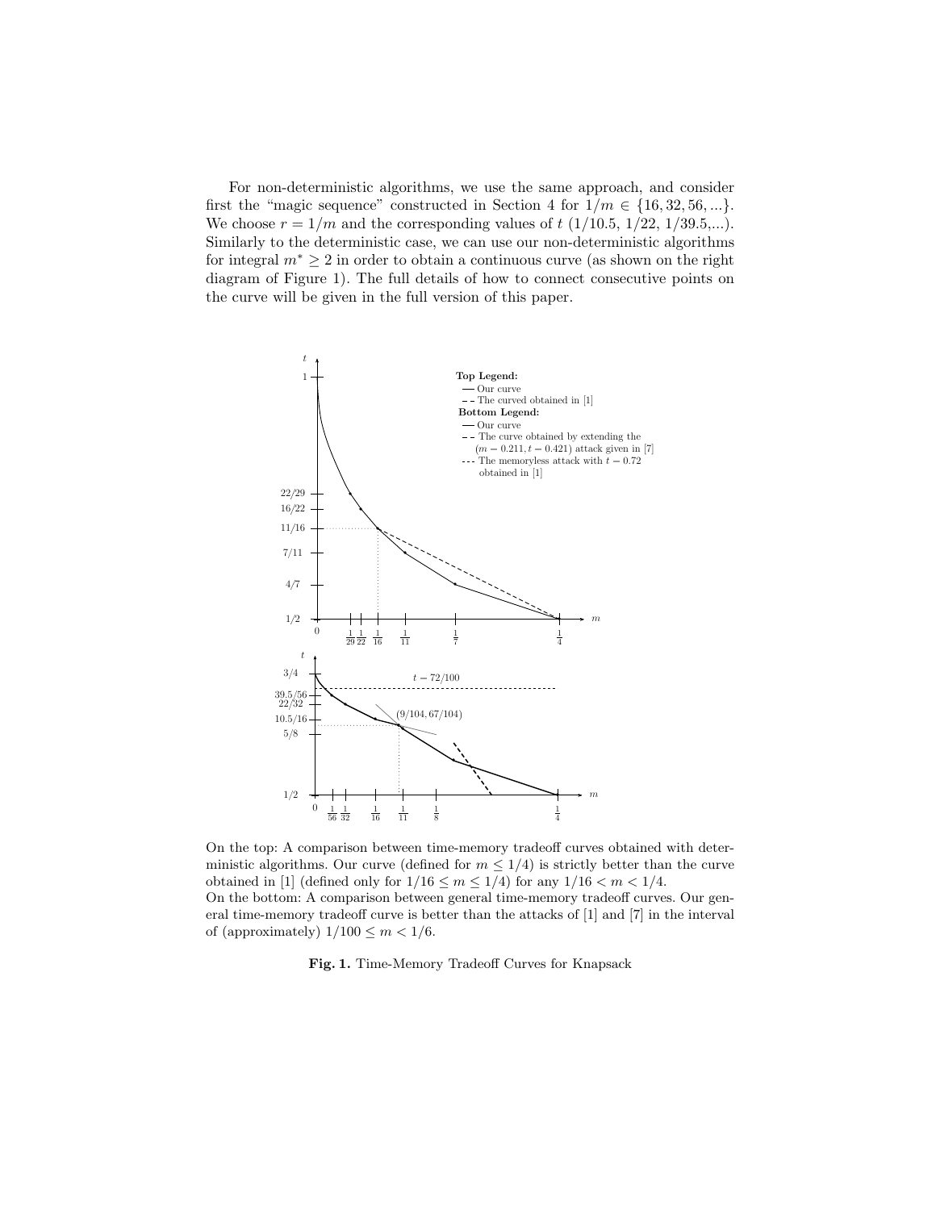For non-deterministic algorithms, we use the same approach, and consider first the "magic sequence" constructed in Section 4 for $1/m \in \{16, 32, 56, ...\}$. We choose $r = 1/m$ and the corresponding values of $t$ ($1/10.5$, $1/22$, $1/39.5$,...). Similarly to the deterministic case, we can use our non-deterministic algorithms for integral $m^* \geq 2$ in order to obtain a continuous curve (as shown on the right diagram of Figure 1). The full details of how to connect consecutive points on the curve will be given in the full version of this paper.

On the top: A comparison between time-memory tradeoff curves obtained with deterministic algorithms. Our curve (defined for $m \leq 1/4$) is strictly better than the curve obtained in [1] (defined only for $1/16 \leq m \leq 1/4$) for any $1/16 < m < 1/4$.
On the bottom: A comparison between general time-memory tradeoff curves. Our general time-memory tradeoff curve is better than the attacks of [1] and [7] in the interval of (approximately) $1/100 \leq m < 1/6$.

**Fig. 1.** Time-Memory Tradeoff Curves for Knapsack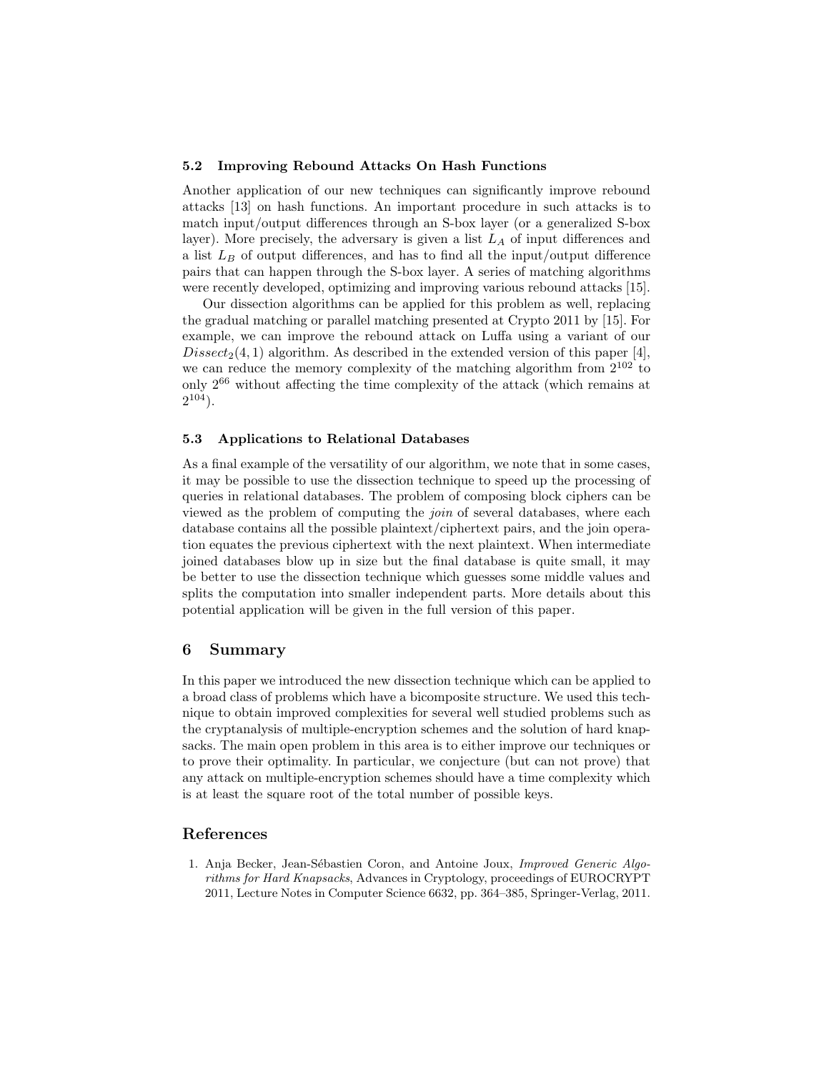### 5.2 Improving Rebound Attacks On Hash Functions

Another application of our new techniques can significantly improve rebound attacks [13] on hash functions. An important procedure in such attacks is to match input/output differences through an S-box layer (or a generalized S-box layer). More precisely, the adversary is given a list $L_A$ of input differences and a list $L_B$ of output differences, and has to find all the input/output difference pairs that can happen through the S-box layer. A series of matching algorithms were recently developed, optimizing and improving various rebound attacks [15].

Our dissection algorithms can be applied for this problem as well, replacing the gradual matching or parallel matching presented at Crypto 2011 by [15]. For example, we can improve the rebound attack on Luffa using a variant of our $Dissect_2(4,1)$ algorithm. As described in the extended version of this paper [4], we can reduce the memory complexity of the matching algorithm from $2^{102}$ to only $2^{66}$ without affecting the time complexity of the attack (which remains at $2^{104}$).

### 5.3 Applications to Relational Databases

As a final example of the versatility of our algorithm, we note that in some cases, it may be possible to use the dissection technique to speed up the processing of queries in relational databases. The problem of composing block ciphers can be viewed as the problem of computing the *join* of several databases, where each database contains all the possible plaintext/ciphertext pairs, and the join operation equates the previous ciphertext with the next plaintext. When intermediate joined databases blow up in size but the final database is quite small, it may be better to use the dissection technique which guesses some middle values and splits the computation into smaller independent parts. More details about this potential application will be given in the full version of this paper.

## 6 Summary

In this paper we introduced the new dissection technique which can be applied to a broad class of problems which have a bicomposite structure. We used this technique to obtain improved complexities for several well studied problems such as the cryptanalysis of multiple-encryption schemes and the solution of hard knapsacks. The main open problem in this area is to either improve our techniques or to prove their optimality. In particular, we conjecture (but can not prove) that any attack on multiple-encryption schemes should have a time complexity which is at least the square root of the total number of possible keys.

## References

1. Anja Becker, Jean-Sébastien Coron, and Antoine Joux, *Improved Generic Algorithms for Hard Knapsacks*, Advances in Cryptology, proceedings of EUROCRYPT 2011, Lecture Notes in Computer Science 6632, pp. 364–385, Springer-Verlag, 2011.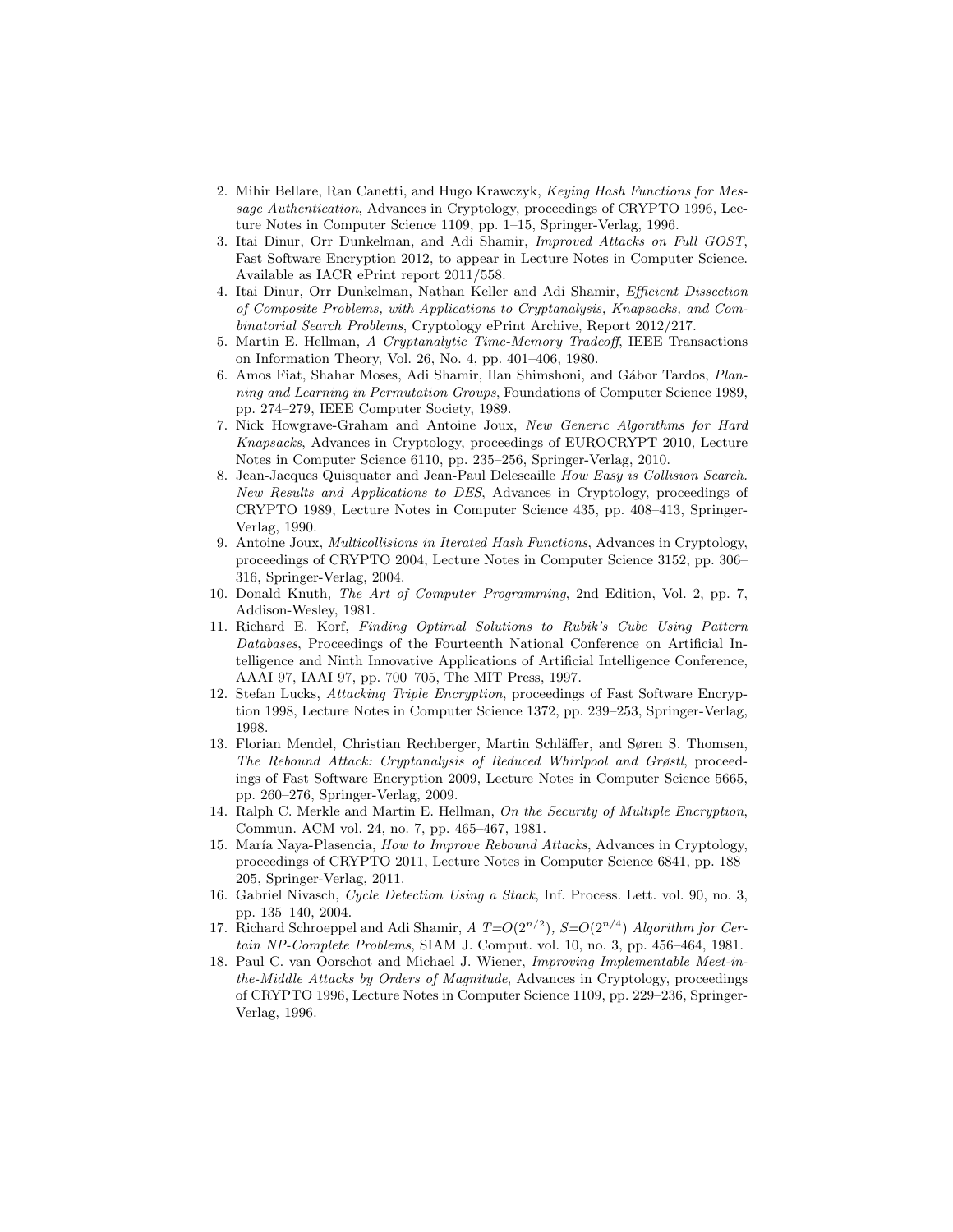2. Mihir Bellare, Ran Canetti, and Hugo Krawczyk, *Keying Hash Functions for Message Authentication*, Advances in Cryptology, proceedings of CRYPTO 1996, Lecture Notes in Computer Science 1109, pp. 1–15, Springer-Verlag, 1996.
3. Itai Dinur, Orr Dunkelman, and Adi Shamir, *Improved Attacks on Full GOST*, Fast Software Encryption 2012, to appear in Lecture Notes in Computer Science. Available as IACR ePrint report 2011/558.
4. Itai Dinur, Orr Dunkelman, Nathan Keller and Adi Shamir, *Efficient Dissection of Composite Problems, with Applications to Cryptanalysis, Knapsacks, and Combinatorial Search Problems*, Cryptology ePrint Archive, Report 2012/217.
5. Martin E. Hellman, *A Cryptanalytic Time-Memory Tradeoff*, IEEE Transactions on Information Theory, Vol. 26, No. 4, pp. 401–406, 1980.
6. Amos Fiat, Shahar Moses, Adi Shamir, Ilan Shimshoni, and Gábor Tardos, *Planning and Learning in Permutation Groups*, Foundations of Computer Science 1989, pp. 274–279, IEEE Computer Society, 1989.
7. Nick Howgrave-Graham and Antoine Joux, *New Generic Algorithms for Hard Knapsacks*, Advances in Cryptology, proceedings of EUROCRYPT 2010, Lecture Notes in Computer Science 6110, pp. 235–256, Springer-Verlag, 2010.
8. Jean-Jacques Quisquater and Jean-Paul Delescaille *How Easy is Collision Search. New Results and Applications to DES*, Advances in Cryptology, proceedings of CRYPTO 1989, Lecture Notes in Computer Science 435, pp. 408–413, Springer-Verlag, 1990.
9. Antoine Joux, *Multicollisions in Iterated Hash Functions*, Advances in Cryptology, proceedings of CRYPTO 2004, Lecture Notes in Computer Science 3152, pp. 306–316, Springer-Verlag, 2004.
10. Donald Knuth, *The Art of Computer Programming*, 2nd Edition, Vol. 2, pp. 7, Addison-Wesley, 1981.
11. Richard E. Korf, *Finding Optimal Solutions to Rubik's Cube Using Pattern Databases*, Proceedings of the Fourteenth National Conference on Artificial Intelligence and Ninth Innovative Applications of Artificial Intelligence Conference, AAAI 97, IAAI 97, pp. 700–705, The MIT Press, 1997.
12. Stefan Lucks, *Attacking Triple Encryption*, proceedings of Fast Software Encryption 1998, Lecture Notes in Computer Science 1372, pp. 239–253, Springer-Verlag, 1998.
13. Florian Mendel, Christian Rechberger, Martin Schläffer, and Søren S. Thomsen, *The Rebound Attack: Cryptanalysis of Reduced Whirlpool and Grøstl*, proceedings of Fast Software Encryption 2009, Lecture Notes in Computer Science 5665, pp. 260–276, Springer-Verlag, 2009.
14. Ralph C. Merkle and Martin E. Hellman, *On the Security of Multiple Encryption*, Commun. ACM vol. 24, no. 7, pp. 465–467, 1981.
15. María Naya-Plasencia, *How to Improve Rebound Attacks*, Advances in Cryptology, proceedings of CRYPTO 2011, Lecture Notes in Computer Science 6841, pp. 188–205, Springer-Verlag, 2011.
16. Gabriel Nivasch, *Cycle Detection Using a Stack*, Inf. Process. Lett. vol. 90, no. 3, pp. 135–140, 2004.
17. Richard Schroeppel and Adi Shamir, *A $T=O(2^{n/2})$, $S=O(2^{n/4})$ Algorithm for Certain NP-Complete Problems*, SIAM J. Comput. vol. 10, no. 3, pp. 456–464, 1981.
18. Paul C. van Oorschot and Michael J. Wiener, *Improving Implementable Meet-in-the-Middle Attacks by Orders of Magnitude*, Advances in Cryptology, proceedings of CRYPTO 1996, Lecture Notes in Computer Science 1109, pp. 229–236, Springer-Verlag, 1996.